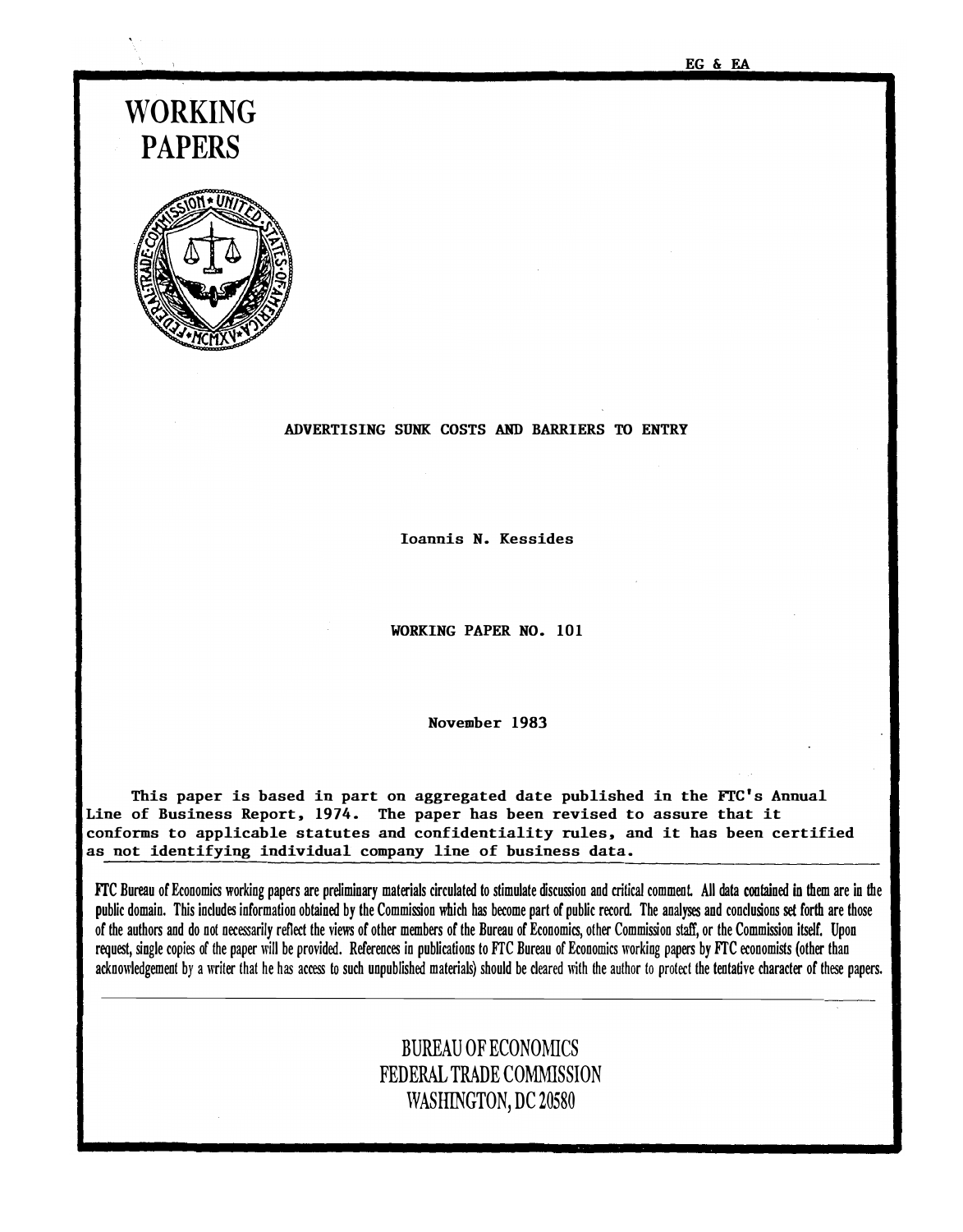EG & EA

# WORKING PAPERS

ADVERTISING SUNK COSTS AND BARRIERS TO ENTRY

Ioannis N. Kessides

WORKING PAPER NO. 101

November 1983

This paper is based in part on aggregated date published in the FTC's Annual Line of Business Report, 1974. The paper has been revised to assure that it conforms to applicable statutes and confidentiality rules, and it has been certified as not identifying individual company line of business data.

FTC Bureau of Economics working papers are preliminary materials circulated to stimulate discussion and critical comment. All data contained in them are in the public domain. This includes information obtained by the Commission which has become part of public record. The analyses and conclusions set forth are those of the authors and do not necessarily reflect the views of other members of the Bureau of Economics, other Commission staff, or the Commission itself. Upon request, single copies of the paper will be provided. References in publications to FTC Bureau of Economics working papers by FTC economists (other than acknowledgement by a writer that he has access to such unpublished materials) should be cleared with the author to protect the tentative character of these papers.

BUREAU OF ECONOMICS
FEDERAL TRADE COMMISSION
WASHINGTON, DC 20580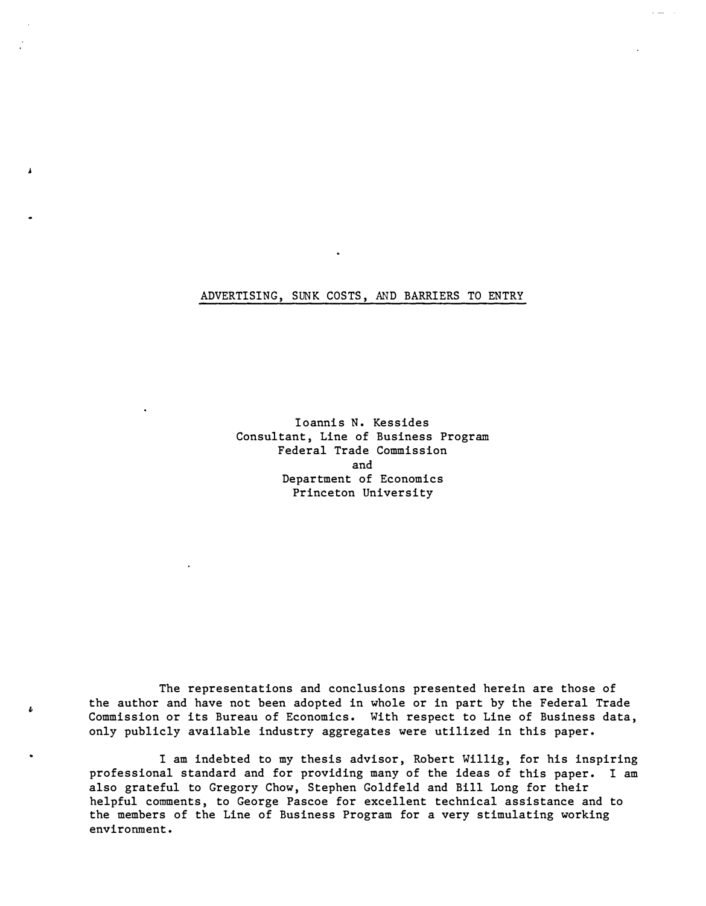# ADVERTISING, SUNK COSTS, AND BARRIERS TO ENTRY

Ioannis N. Kessides
Consultant, Line of Business Program
Federal Trade Commission
and
Department of Economics
Princeton University

The representations and conclusions presented herein are those of the author and have not been adopted in whole or in part by the Federal Trade Commission or its Bureau of Economics. With respect to Line of Business data, only publicly available industry aggregates were utilized in this paper.

I am indebted to my thesis advisor, Robert Willig, for his inspiring professional standard and for providing many of the ideas of this paper. I am also grateful to Gregory Chow, Stephen Goldfeld and Bill Long for their helpful comments, to George Pascoe for excellent technical assistance and to the members of the Line of Business Program for a very stimulating working environment.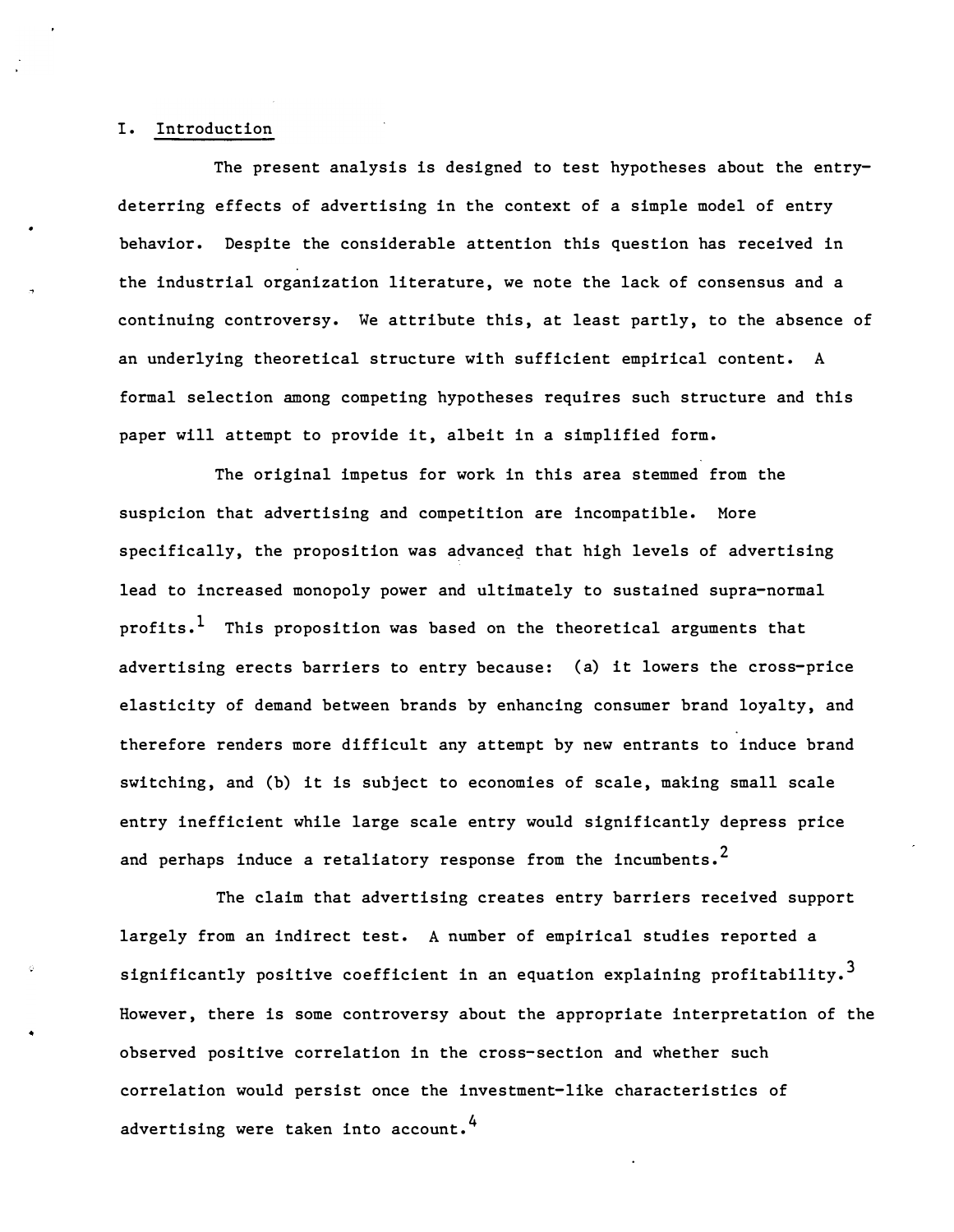## I. Introduction

The present analysis is designed to test hypotheses about the entry-deterring effects of advertising in the context of a simple model of entry behavior. Despite the considerable attention this question has received in the industrial organization literature, we note the lack of consensus and a continuing controversy. We attribute this, at least partly, to the absence of an underlying theoretical structure with sufficient empirical content. A formal selection among competing hypotheses requires such structure and this paper will attempt to provide it, albeit in a simplified form.

The original impetus for work in this area stemmed from the suspicion that advertising and competition are incompatible. More specifically, the proposition was advanced that high levels of advertising lead to increased monopoly power and ultimately to sustained supra-normal profits.[1] This proposition was based on the theoretical arguments that advertising erects barriers to entry because: (a) it lowers the cross-price elasticity of demand between brands by enhancing consumer brand loyalty, and therefore renders more difficult any attempt by new entrants to induce brand switching, and (b) it is subject to economies of scale, making small scale entry inefficient while large scale entry would significantly depress price and perhaps induce a retaliatory response from the incumbents.[2]

The claim that advertising creates entry barriers received support largely from an indirect test. A number of empirical studies reported a significantly positive coefficient in an equation explaining profitability.[3] However, there is some controversy about the appropriate interpretation of the observed positive correlation in the cross-section and whether such correlation would persist once the investment-like characteristics of advertising were taken into account.[4]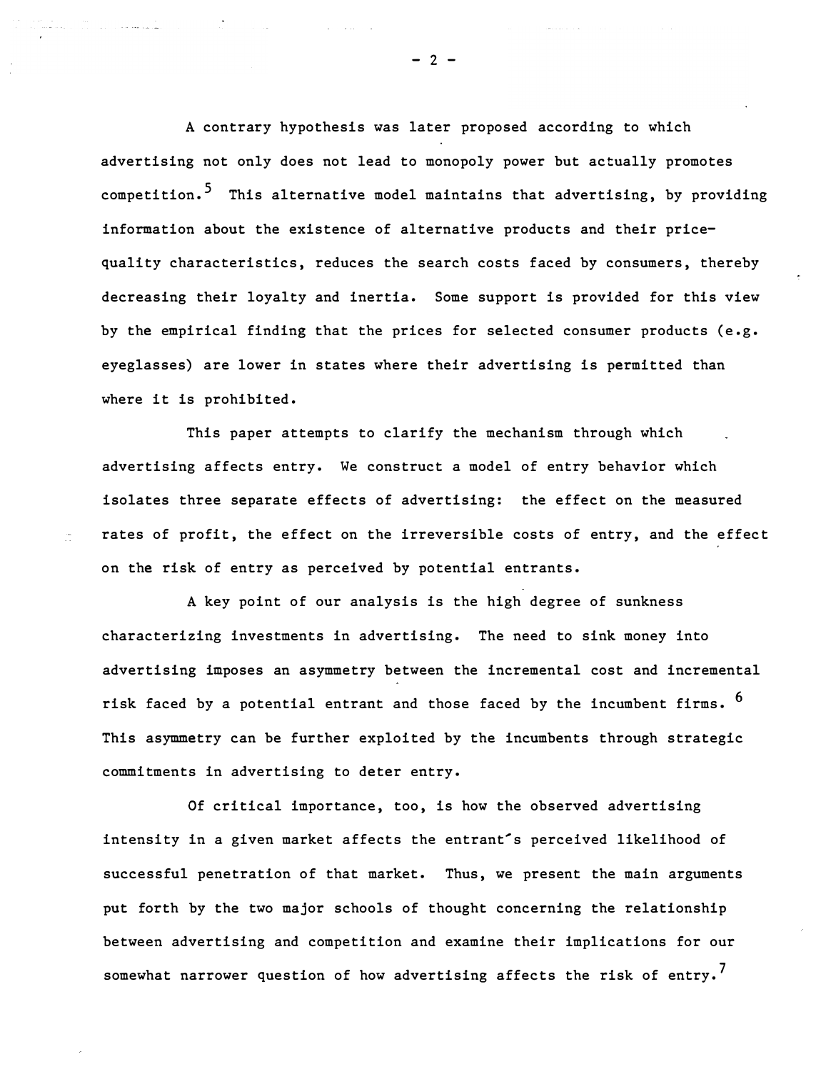A contrary hypothesis was later proposed according to which advertising not only does not lead to monopoly power but actually promotes competition.[5] This alternative model maintains that advertising, by providing information about the existence of alternative products and their price-quality characteristics, reduces the search costs faced by consumers, thereby decreasing their loyalty and inertia. Some support is provided for this view by the empirical finding that the prices for selected consumer products (e.g. eyeglasses) are lower in states where their advertising is permitted than where it is prohibited.

This paper attempts to clarify the mechanism through which advertising affects entry. We construct a model of entry behavior which isolates three separate effects of advertising: the effect on the measured rates of profit, the effect on the irreversible costs of entry, and the effect on the risk of entry as perceived by potential entrants.

A key point of our analysis is the high degree of sunkness characterizing investments in advertising. The need to sink money into advertising imposes an asymmetry between the incremental cost and incremental risk faced by a potential entrant and those faced by the incumbent firms.[6] This asymmetry can be further exploited by the incumbents through strategic commitments in advertising to deter entry.

Of critical importance, too, is how the observed advertising intensity in a given market affects the entrant's perceived likelihood of successful penetration of that market. Thus, we present the main arguments put forth by the two major schools of thought concerning the relationship between advertising and competition and examine their implications for our somewhat narrower question of how advertising affects the risk of entry.[7]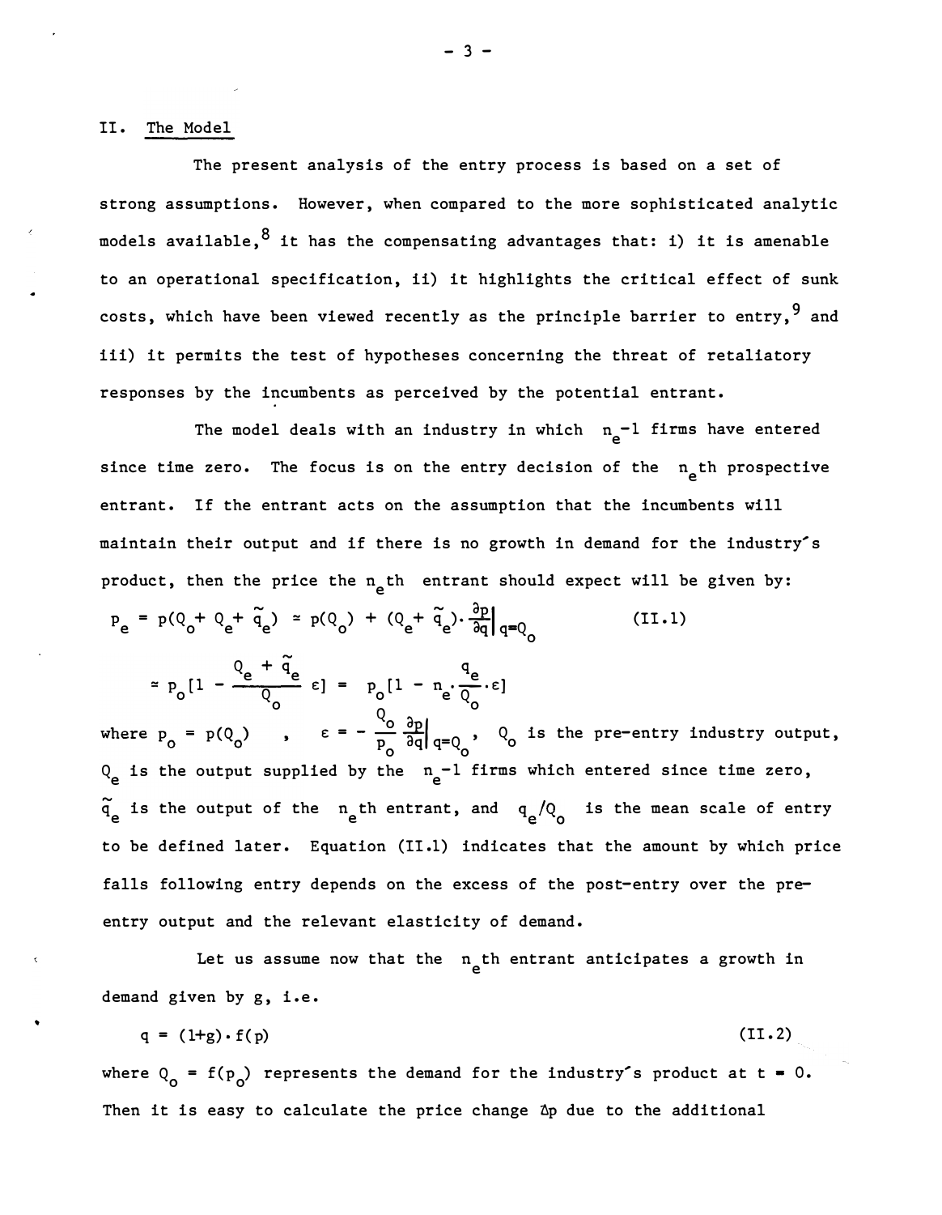## II. The Model

The present analysis of the entry process is based on a set of strong assumptions. However, when compared to the more sophisticated analytic models available,[8] it has the compensating advantages that: i) it is amenable to an operational specification, ii) it highlights the critical effect of sunk costs, which have been viewed recently as the principle barrier to entry,[9] and iii) it permits the test of hypotheses concerning the threat of retaliatory responses by the incumbents as perceived by the potential entrant.

The model deals with an industry in which $n_e-1$ firms have entered since time zero. The focus is on the entry decision of the $n_e$th prospective entrant. If the entrant acts on the assumption that the incumbents will maintain their output and if there is no growth in demand for the industry's product, then the price the $n_e$th entrant should expect will be given by:

$$p_e = p(Q_o + Q_e + \tilde{q}_e) \simeq p(Q_o) + (Q_e + \tilde{q}_e)\cdot\frac{\partial p}{\partial q}\bigg|_{q=Q_o} \tag{II.1}$$

$$\simeq p_o[1 - \frac{Q_e + \tilde{q}_e}{Q_o}\varepsilon] = p_o[1 - n_e\cdot\frac{q_e}{Q_o}\cdot\varepsilon]$$

where $p_o = p(Q_o)$ , $\varepsilon = -\frac{Q_o}{p_o}\frac{\partial p}{\partial q}\Big|_{q=Q_o}$, $Q_o$ is the pre-entry industry output, $Q_e$ is the output supplied by the $n_e-1$ firms which entered since time zero, $\tilde{q}_e$ is the output of the $n_e$th entrant, and $q_e/Q_o$ is the mean scale of entry to be defined later. Equation (II.1) indicates that the amount by which price falls following entry depends on the excess of the post-entry over the pre-entry output and the relevant elasticity of demand.

Let us assume now that the $n_e$th entrant anticipates a growth in demand given by g, i.e.

$$q = (1+g)\cdot f(p) \tag{II.2}$$

where $Q_o = f(p_o)$ represents the demand for the industry's product at $t = 0$. Then it is easy to calculate the price change $\Delta p$ due to the additional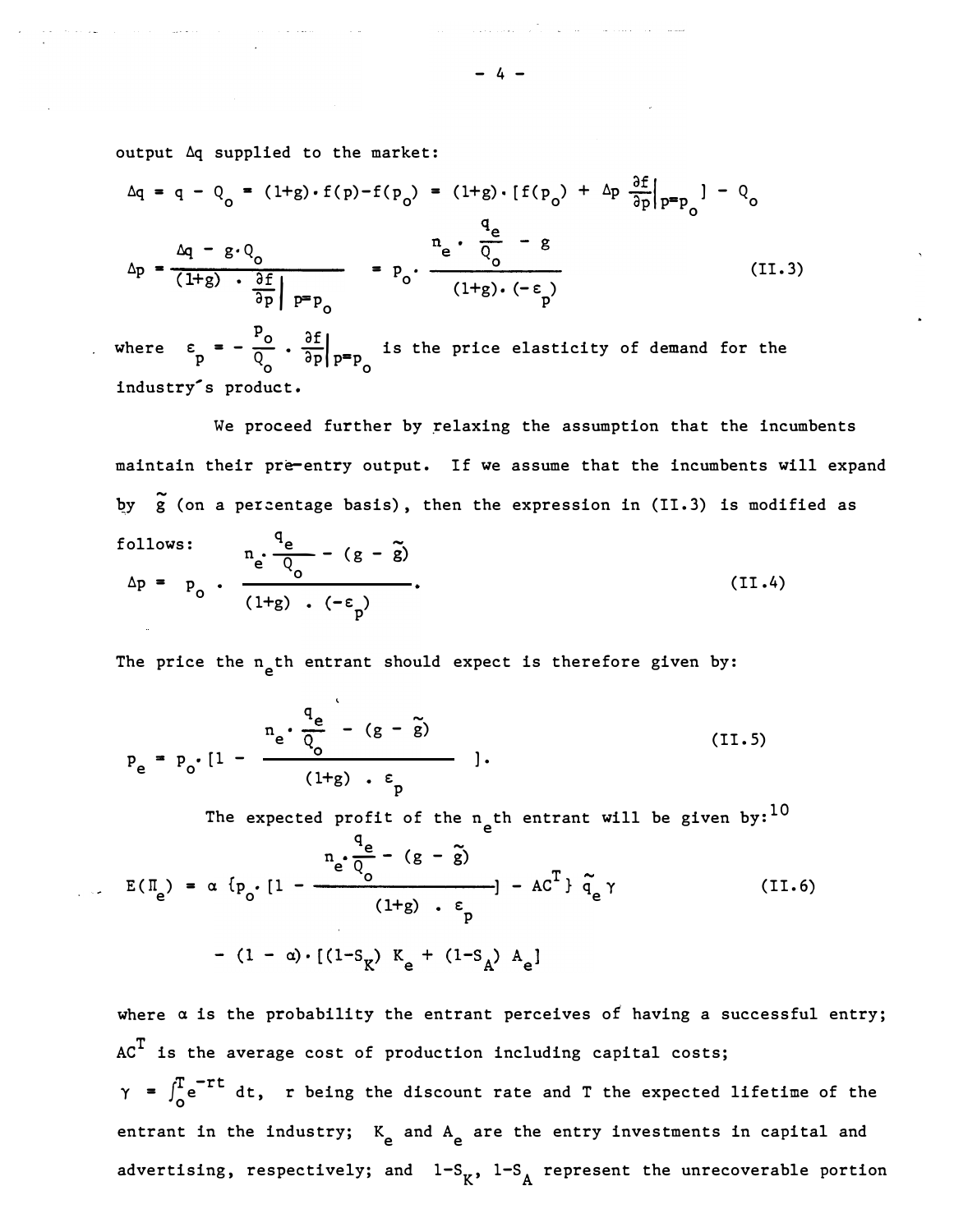output $\Delta q$ supplied to the market:

$$\Delta q = q - Q_o = (1+g)\cdot f(p) - f(p_o) = (1+g)\cdot [f(p_o) + \Delta p \left.\frac{\partial f}{\partial p}\right|_{p=p_o}] - Q_o$$

$$\Delta p = \frac{\Delta q - g\cdot Q_o}{(1+g)\cdot \left.\frac{\partial f}{\partial p}\right|_{p=p_o}} = p_o \cdot \frac{n_e \cdot \frac{q_e}{Q_o} - g}{(1+g)\cdot(-\varepsilon_p)} \tag{II.3}$$

where $\varepsilon_p = -\frac{p_o}{Q_o}\cdot \left.\frac{\partial f}{\partial p}\right|_{p=p_o}$ is the price elasticity of demand for the industry's product.

We proceed further by relaxing the assumption that the incumbents maintain their pre-entry output. If we assume that the incumbents will expand by $\tilde{g}$ (on a percentage basis), then the expression in (II.3) is modified as follows:

$$\Delta p = p_o \cdot \frac{n_e \cdot \frac{q_e}{Q_o} - (g - \tilde{g})}{(1+g)\cdot(-\varepsilon_p)}. \tag{II.4}$$

The price the $n_e$th entrant should expect is therefore given by:

$$p_e = p_o \cdot [1 - \frac{n_e \cdot \frac{q_e}{Q_o} - (g - \tilde{g})}{(1+g)\cdot \varepsilon_p}]. \tag{II.5}$$

The expected profit of the $n_e$th entrant will be given by:[10]

$$E(\Pi_e) = \alpha \{p_o \cdot [1 - \frac{n_e \cdot \frac{q_e}{Q_o} - (g - \tilde{g})}{(1+g)\cdot \varepsilon_p}] - AC^T\} \tilde{q}_e \gamma \tag{II.6}$$

$$- (1-\alpha)\cdot[(1-S_K) K_e + (1-S_A) A_e]$$

where $\alpha$ is the probability the entrant perceives of having a successful entry; $AC^T$ is the average cost of production including capital costs; $\gamma = \int_0^T e^{-rt}\,dt$, $r$ being the discount rate and $T$ the expected lifetime of the entrant in the industry; $K_e$ and $A_e$ are the entry investments in capital and advertising, respectively; and $1-S_K$, $1-S_A$ represent the unrecoverable portion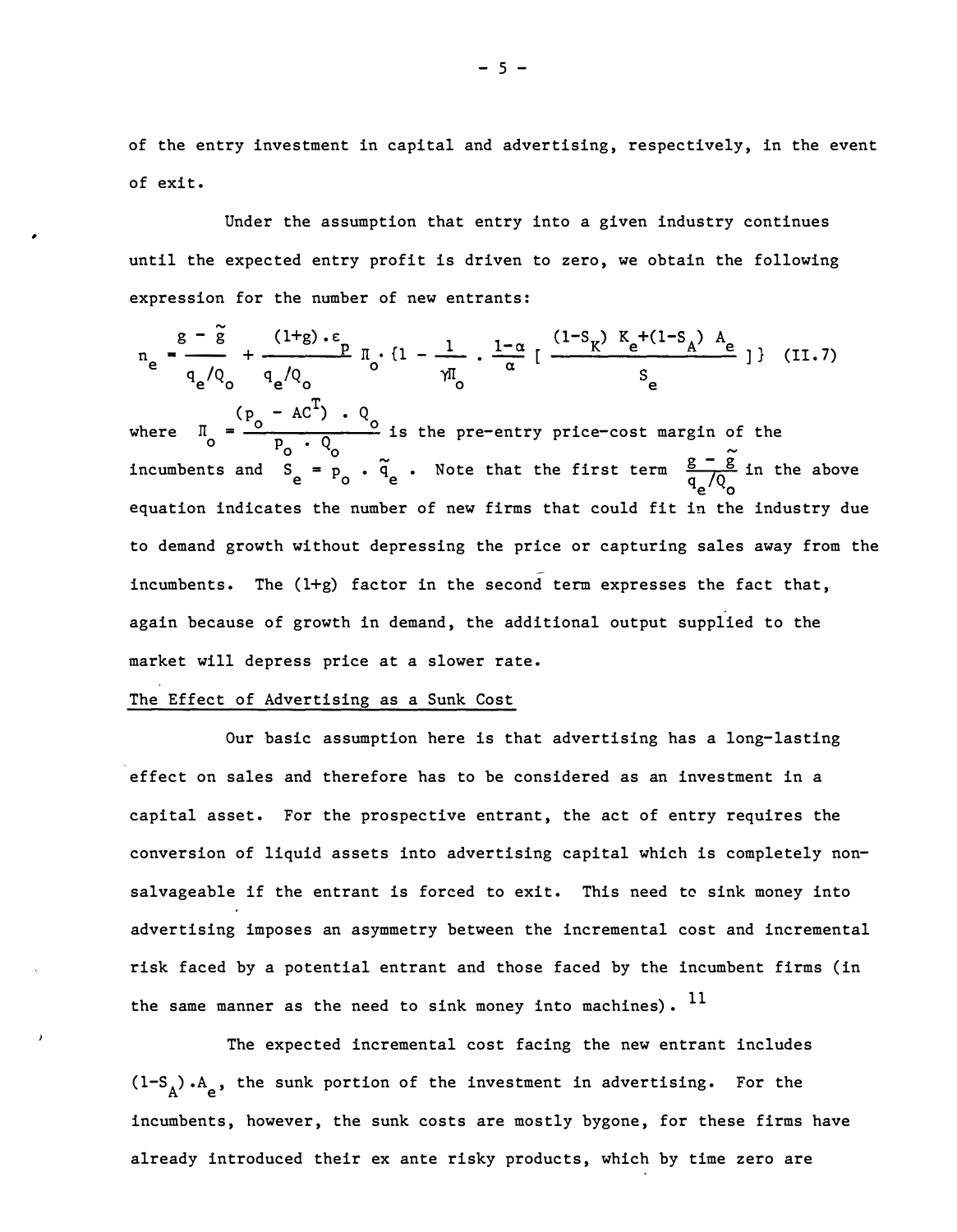of the entry investment in capital and advertising, respectively, in the event of exit.

Under the assumption that entry into a given industry continues until the expected entry profit is driven to zero, we obtain the following expression for the number of new entrants:

$$n_e = \frac{g - \tilde{g}}{q_e/Q_o} + \frac{(1+g)\cdot\varepsilon_p}{q_e/Q_o}\,\Pi_o \cdot \{1 - \frac{1}{\gamma\Pi_o} \cdot \frac{1-\alpha}{\alpha}\,[\,\frac{(1-S_K)\,K_e + (1-S_A)\,A_e}{S_e}\,]\} \quad \text{(II.7)}$$

where $\Pi_o = \frac{(p_o - AC^T)\cdot Q_o}{p_o \cdot Q_o}$ is the pre-entry price-cost margin of the incumbents and $S_e = p_o \cdot \tilde{q}_e$. Note that the first term $\frac{g - \tilde{g}}{q_e/Q_o}$ in the above equation indicates the number of new firms that could fit in the industry due to demand growth without depressing the price or capturing sales away from the incumbents. The (1+g) factor in the second term expresses the fact that, again because of growth in demand, the additional output supplied to the market will depress price at a slower rate.

## The Effect of Advertising as a Sunk Cost

Our basic assumption here is that advertising has a long-lasting effect on sales and therefore has to be considered as an investment in a capital asset. For the prospective entrant, the act of entry requires the conversion of liquid assets into advertising capital which is completely non-salvageable if the entrant is forced to exit. This need to sink money into advertising imposes an asymmetry between the incremental cost and incremental risk faced by a potential entrant and those faced by the incumbent firms (in the same manner as the need to sink money into machines).[11]

The expected incremental cost facing the new entrant includes $(1-S_A)\cdot A_e$, the sunk portion of the investment in advertising. For the incumbents, however, the sunk costs are mostly bygone, for these firms have already introduced their ex ante risky products, which by time zero are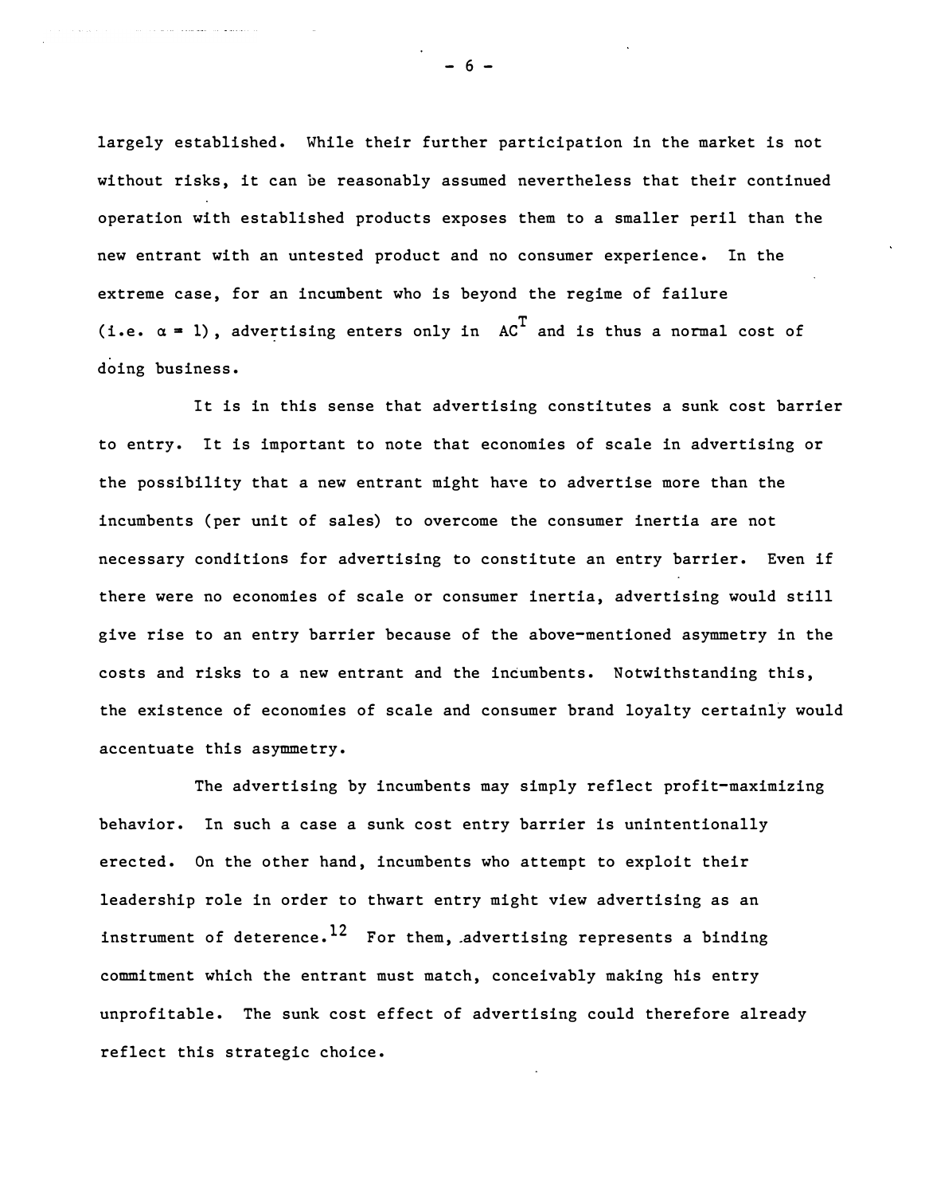largely established. While their further participation in the market is not without risks, it can be reasonably assumed nevertheless that their continued operation with established products exposes them to a smaller peril than the new entrant with an untested product and no consumer experience. In the extreme case, for an incumbent who is beyond the regime of failure (i.e. $\alpha = 1$), advertising enters only in $AC^T$ and is thus a normal cost of doing business.

It is in this sense that advertising constitutes a sunk cost barrier to entry. It is important to note that economies of scale in advertising or the possibility that a new entrant might have to advertise more than the incumbents (per unit of sales) to overcome the consumer inertia are not necessary conditions for advertising to constitute an entry barrier. Even if there were no economies of scale or consumer inertia, advertising would still give rise to an entry barrier because of the above-mentioned asymmetry in the costs and risks to a new entrant and the incumbents. Notwithstanding this, the existence of economies of scale and consumer brand loyalty certainly would accentuate this asymmetry.

The advertising by incumbents may simply reflect profit-maximizing behavior. In such a case a sunk cost entry barrier is unintentionally erected. On the other hand, incumbents who attempt to exploit their leadership role in order to thwart entry might view advertising as an instrument of deterence.[12] For them, advertising represents a binding commitment which the entrant must match, conceivably making his entry unprofitable. The sunk cost effect of advertising could therefore already reflect this strategic choice.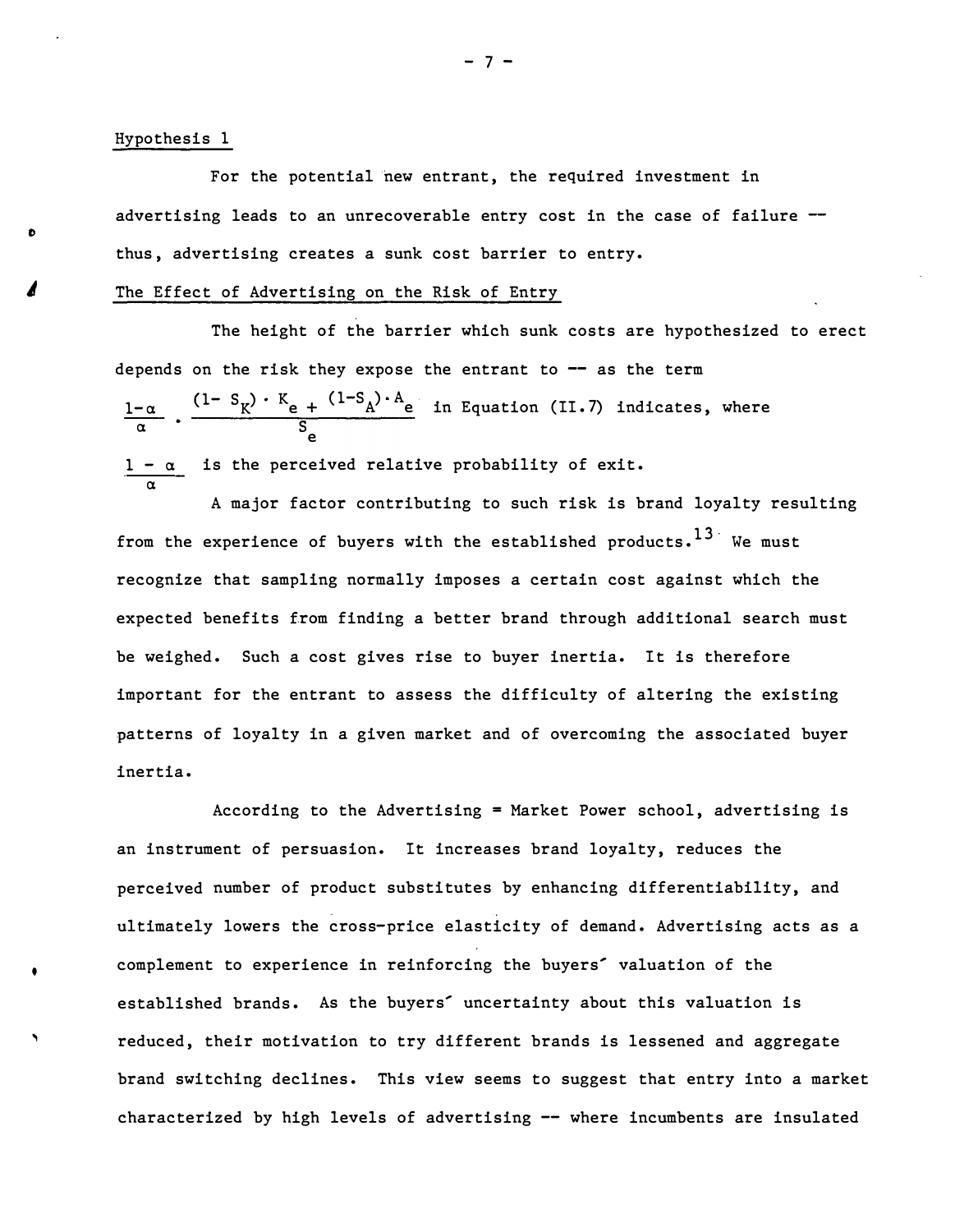Hypothesis 1

For the potential new entrant, the required investment in advertising leads to an unrecoverable entry cost in the case of failure -- thus, advertising creates a sunk cost barrier to entry.

The Effect of Advertising on the Risk of Entry

The height of the barrier which sunk costs are hypothesized to erect depends on the risk they expose the entrant to -- as the term $\frac{1-\alpha}{\alpha} \cdot \frac{(1-S_K)\cdot K_e + (1-S_A)\cdot A_e}{S_e}$ in Equation (II.7) indicates, where $\frac{1-\alpha}{\alpha}$ is the perceived relative probability of exit.

A major factor contributing to such risk is brand loyalty resulting from the experience of buyers with the established products.[13] We must recognize that sampling normally imposes a certain cost against which the expected benefits from finding a better brand through additional search must be weighed. Such a cost gives rise to buyer inertia. It is therefore important for the entrant to assess the difficulty of altering the existing patterns of loyalty in a given market and of overcoming the associated buyer inertia.

According to the Advertising = Market Power school, advertising is an instrument of persuasion. It increases brand loyalty, reduces the perceived number of product substitutes by enhancing differentiability, and ultimately lowers the cross-price elasticity of demand. Advertising acts as a complement to experience in reinforcing the buyers' valuation of the established brands. As the buyers' uncertainty about this valuation is reduced, their motivation to try different brands is lessened and aggregate brand switching declines. This view seems to suggest that entry into a market characterized by high levels of advertising -- where incumbents are insulated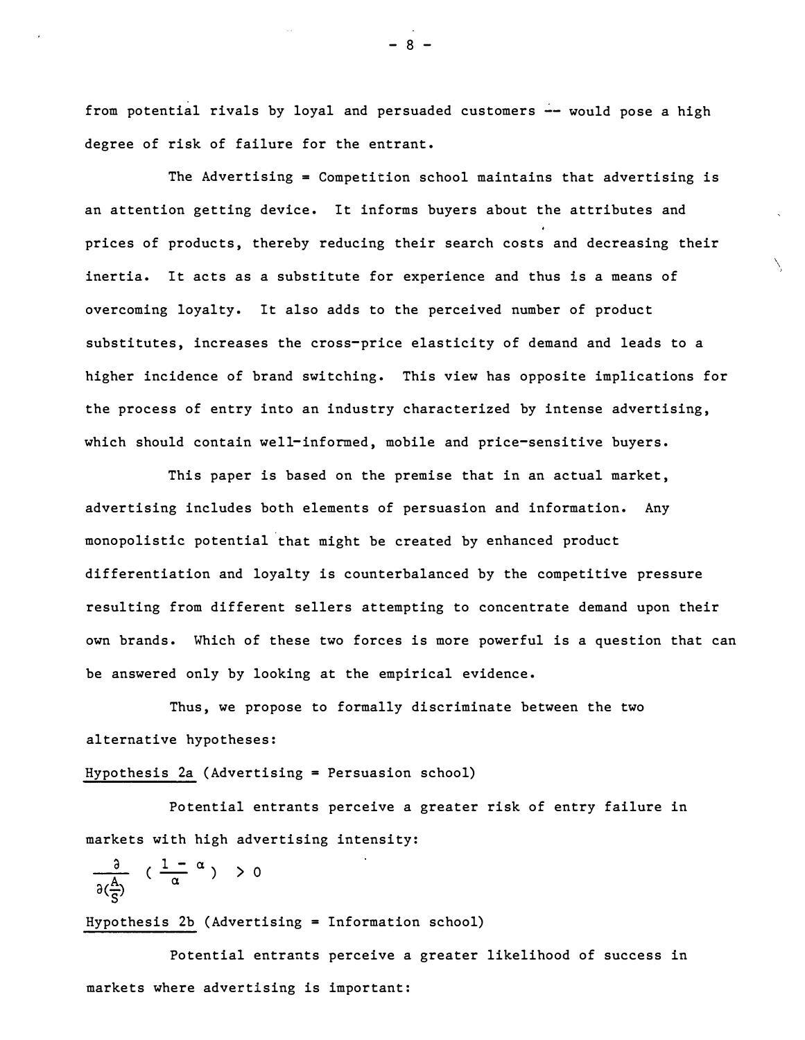from potential rivals by loyal and persuaded customers -- would pose a high degree of risk of failure for the entrant.

The Advertising = Competition school maintains that advertising is an attention getting device. It informs buyers about the attributes and prices of products, thereby reducing their search costs and decreasing their inertia. It acts as a substitute for experience and thus is a means of overcoming loyalty. It also adds to the perceived number of product substitutes, increases the cross-price elasticity of demand and leads to a higher incidence of brand switching. This view has opposite implications for the process of entry into an industry characterized by intense advertising, which should contain well-informed, mobile and price-sensitive buyers.

This paper is based on the premise that in an actual market, advertising includes both elements of persuasion and information. Any monopolistic potential that might be created by enhanced product differentiation and loyalty is counterbalanced by the competitive pressure resulting from different sellers attempting to concentrate demand upon their own brands. Which of these two forces is more powerful is a question that can be answered only by looking at the empirical evidence.

Thus, we propose to formally discriminate between the two alternative hypotheses:

Hypothesis 2a (Advertising = Persuasion school)

Potential entrants perceive a greater risk of entry failure in markets with high advertising intensity:

$$\frac{\partial}{\partial(\frac{A}{S})} \left( \frac{1 - \alpha}{\alpha} \right) > 0$$

Hypothesis 2b (Advertising = Information school)

Potential entrants perceive a greater likelihood of success in markets where advertising is important: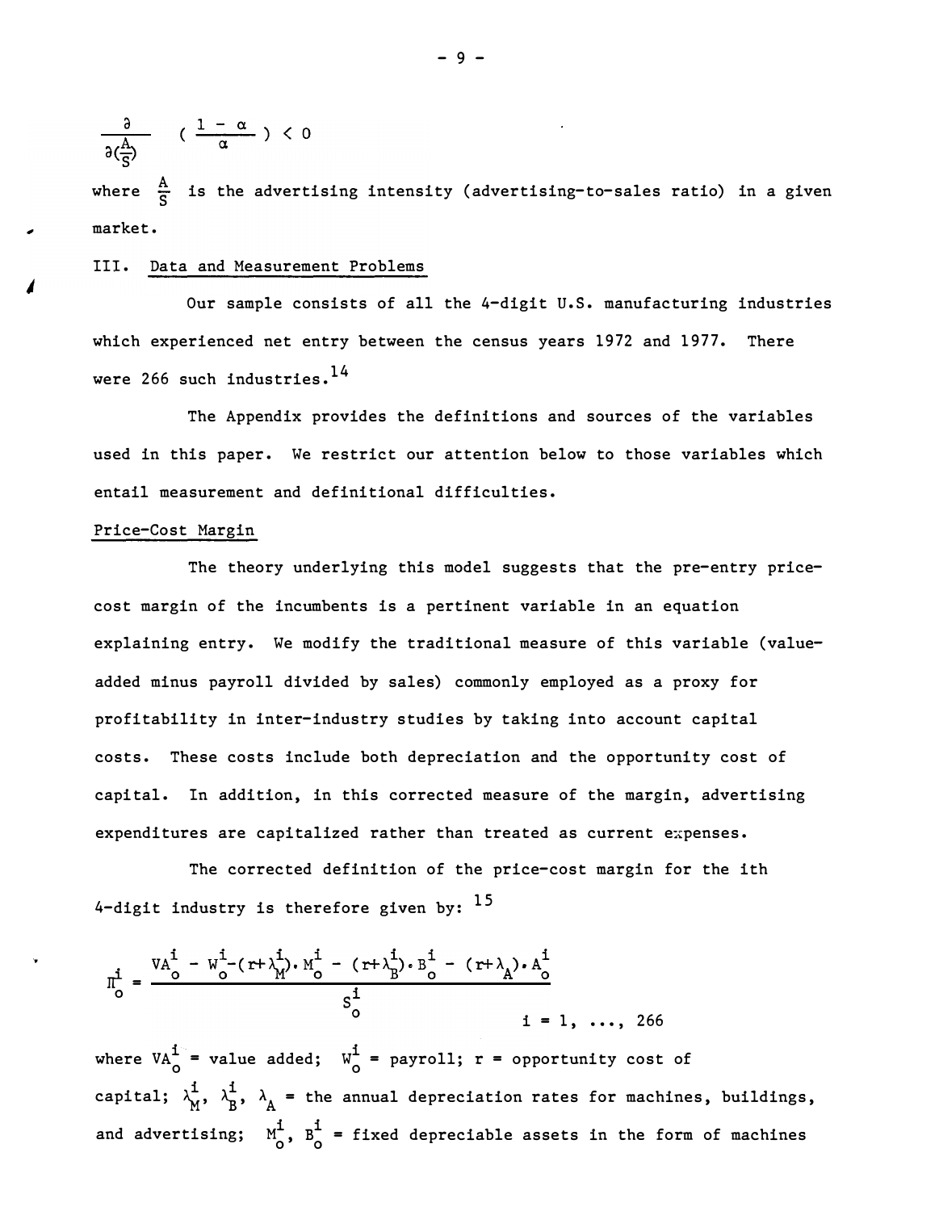$$\frac{\partial}{\partial(\frac{A}{S})} \left( \frac{1 - \alpha}{\alpha} \right) < 0$$

where $\frac{A}{S}$ is the advertising intensity (advertising-to-sales ratio) in a given market.

## III. Data and Measurement Problems

Our sample consists of all the 4-digit U.S. manufacturing industries which experienced net entry between the census years 1972 and 1977. There were 266 such industries.[14]

The Appendix provides the definitions and sources of the variables used in this paper. We restrict our attention below to those variables which entail measurement and definitional difficulties.

### Price-Cost Margin

The theory underlying this model suggests that the pre-entry price-cost margin of the incumbents is a pertinent variable in an equation explaining entry. We modify the traditional measure of this variable (value-added minus payroll divided by sales) commonly employed as a proxy for profitability in inter-industry studies by taking into account capital costs. These costs include both depreciation and the opportunity cost of capital. In addition, in this corrected measure of the margin, advertising expenditures are capitalized rather than treated as current expenses.

The corrected definition of the price-cost margin for the ith 4-digit industry is therefore given by: [15]

$$\Pi_o^i = \frac{VA_o^i - W_o^i - (r+\lambda_M^i) \cdot M_o^i - (r+\lambda_B^i) \cdot B_o^i - (r+\lambda_A) \cdot A_o^i}{S_o^i} \qquad i = 1, \ldots, 266$$

where $VA_o^i$ = value added; $W_o^i$ = payroll; $r$ = opportunity cost of capital; $\lambda_M^i$, $\lambda_B^i$, $\lambda_A$ = the annual depreciation rates for machines, buildings, and advertising; $M_o^i$, $B_o^i$ = fixed depreciable assets in the form of machines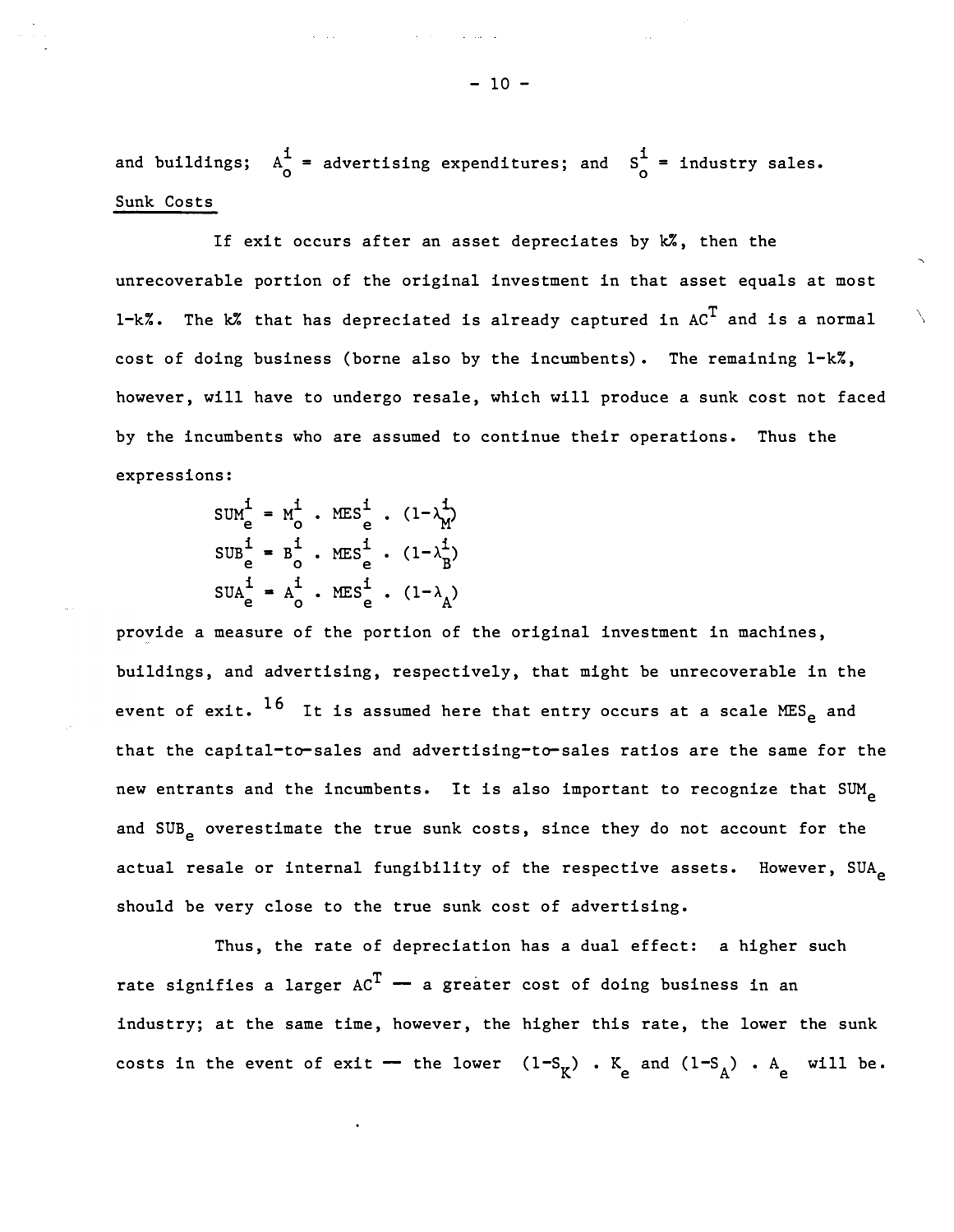and buildings; $A_o^i$ = advertising expenditures; and $S_o^i$ = industry sales.

Sunk Costs

If exit occurs after an asset depreciates by k%, then the unrecoverable portion of the original investment in that asset equals at most 1-k%. The k% that has depreciated is already captured in $AC^T$ and is a normal cost of doing business (borne also by the incumbents). The remaining 1-k%, however, will have to undergo resale, which will produce a sunk cost not faced by the incumbents who are assumed to continue their operations. Thus the expressions:

$$SUM_e^i = M_o^i \cdot MES_e^i \cdot (1-\lambda_M^i)$$

$$SUB_e^i = B_o^i \cdot MES_e^i \cdot (1-\lambda_B^i)$$

$$SUA_e^i = A_o^i \cdot MES_e^i \cdot (1-\lambda_A)$$

provide a measure of the portion of the original investment in machines, buildings, and advertising, respectively, that might be unrecoverable in the event of exit.[16] It is assumed here that entry occurs at a scale $MES_e$ and that the capital-to-sales and advertising-to-sales ratios are the same for the new entrants and the incumbents. It is also important to recognize that $SUM_e$ and $SUB_e$ overestimate the true sunk costs, since they do not account for the actual resale or internal fungibility of the respective assets. However, $SUA_e$ should be very close to the true sunk cost of advertising.

Thus, the rate of depreciation has a dual effect: a higher such rate signifies a larger $AC^T$ — a greater cost of doing business in an industry; at the same time, however, the higher this rate, the lower the sunk costs in the event of exit — the lower $(1-S_K) \cdot K_e$ and $(1-S_A) \cdot A_e$ will be.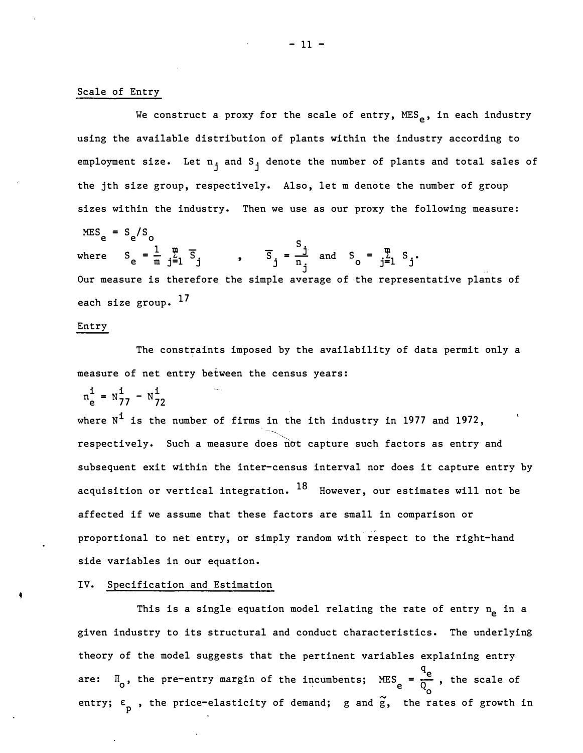Scale of Entry

We construct a proxy for the scale of entry, $MES_e$, in each industry using the available distribution of plants within the industry according to employment size. Let $n_j$ and $S_j$ denote the number of plants and total sales of the jth size group, respectively. Also, let m denote the number of group sizes within the industry. Then we use as our proxy the following measure:

$$MES_e = S_e / S_o$$

where $S_e = \frac{1}{m} \sum_{j=1}^{m} \overline{S}_j$ , $\overline{S}_j = \frac{S_j}{n_j}$ and $S_o = \sum_{j=1}^{m} S_j$.

Our measure is therefore the simple average of the representative plants of each size group. [17]

Entry

The constraints imposed by the availability of data permit only a measure of net entry between the census years:

$$n_e^i = N_{77}^i - N_{72}^i$$

where $N^i$ is the number of firms in the ith industry in 1977 and 1972, respectively. Such a measure does not capture such factors as entry and subsequent exit within the inter-census interval nor does it capture entry by acquisition or vertical integration. [18] However, our estimates will not be affected if we assume that these factors are small in comparison or proportional to net entry, or simply random with respect to the right-hand side variables in our equation.

IV. Specification and Estimation

This is a single equation model relating the rate of entry $n_e$ in a given industry to its structural and conduct characteristics. The underlying theory of the model suggests that the pertinent variables explaining entry are: $\Pi_o$, the pre-entry margin of the incumbents; $MES_e = \frac{q_e}{Q_o}$, the scale of entry; $\varepsilon_p$, the price-elasticity of demand; $g$ and $\tilde{g}$, the rates of growth in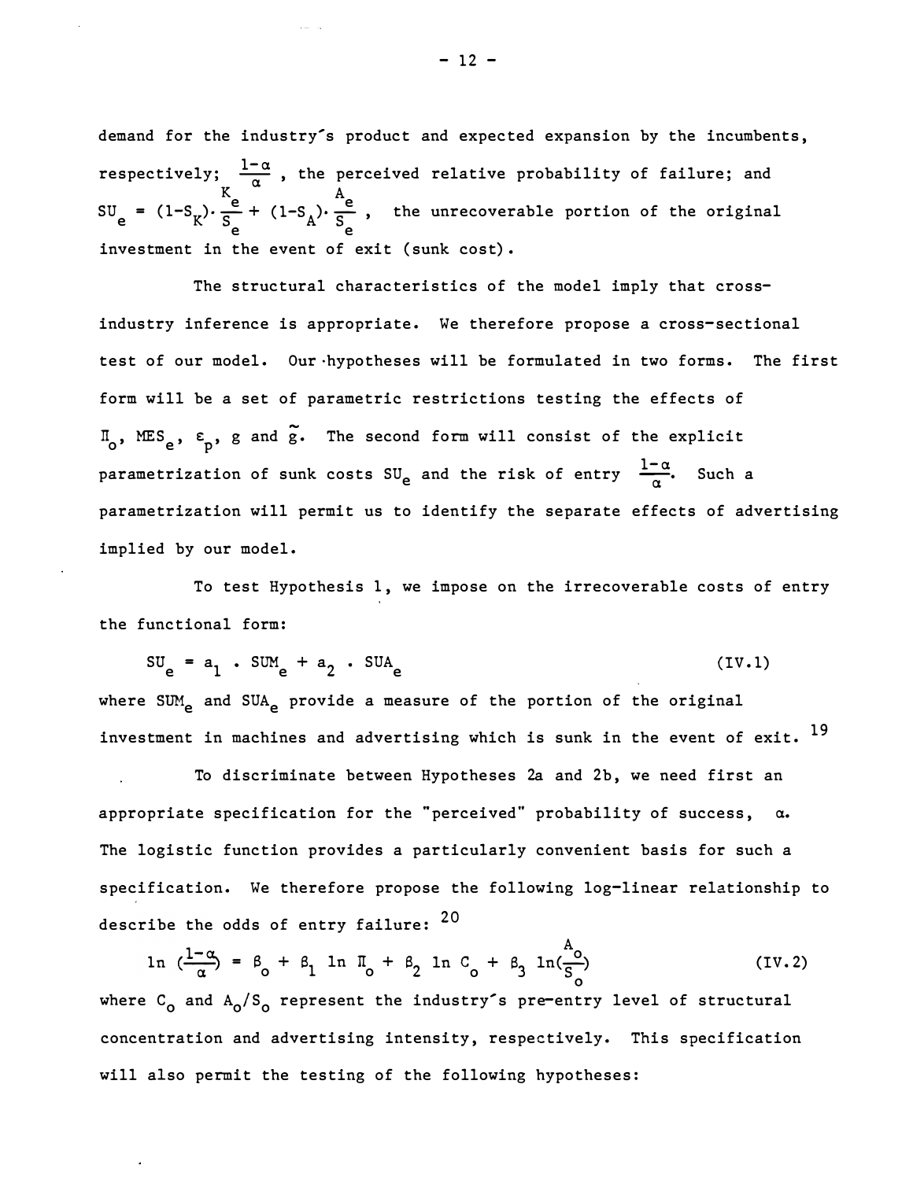demand for the industry's product and expected expansion by the incumbents, respectively; $\frac{1-\alpha}{\alpha}$ , the perceived relative probability of failure; and $SU_e = (1-S_K)\cdot\frac{K_e}{S_e} + (1-S_A)\cdot\frac{A_e}{S_e}$ , the unrecoverable portion of the original investment in the event of exit (sunk cost).

The structural characteristics of the model imply that cross-industry inference is appropriate. We therefore propose a cross-sectional test of our model. Our hypotheses will be formulated in two forms. The first form will be a set of parametric restrictions testing the effects of $\Pi_o$, $MES_e$, $\varepsilon_p$, $g$ and $\tilde{g}$. The second form will consist of the explicit parametrization of sunk costs $SU_e$ and the risk of entry $\frac{1-\alpha}{\alpha}$. Such a parametrization will permit us to identify the separate effects of advertising implied by our model.

To test Hypothesis 1, we impose on the irrecoverable costs of entry the functional form:

$$SU_e = a_1 \cdot SUM_e + a_2 \cdot SUA_e \tag{IV.1}$$

where $SUM_e$ and $SUA_e$ provide a measure of the portion of the original investment in machines and advertising which is sunk in the event of exit. [19]

To discriminate between Hypotheses 2a and 2b, we need first an appropriate specification for the "perceived" probability of success, $\alpha$. The logistic function provides a particularly convenient basis for such a specification. We therefore propose the following log-linear relationship to describe the odds of entry failure: [20]

$$\ln\left(\frac{1-\alpha}{\alpha}\right) = \beta_o + \beta_1 \ln \Pi_o + \beta_2 \ln C_o + \beta_3 \ln\left(\frac{A_o}{S_o}\right) \tag{IV.2}$$

where $C_o$ and $A_o/S_o$ represent the industry's pre-entry level of structural concentration and advertising intensity, respectively. This specification will also permit the testing of the following hypotheses: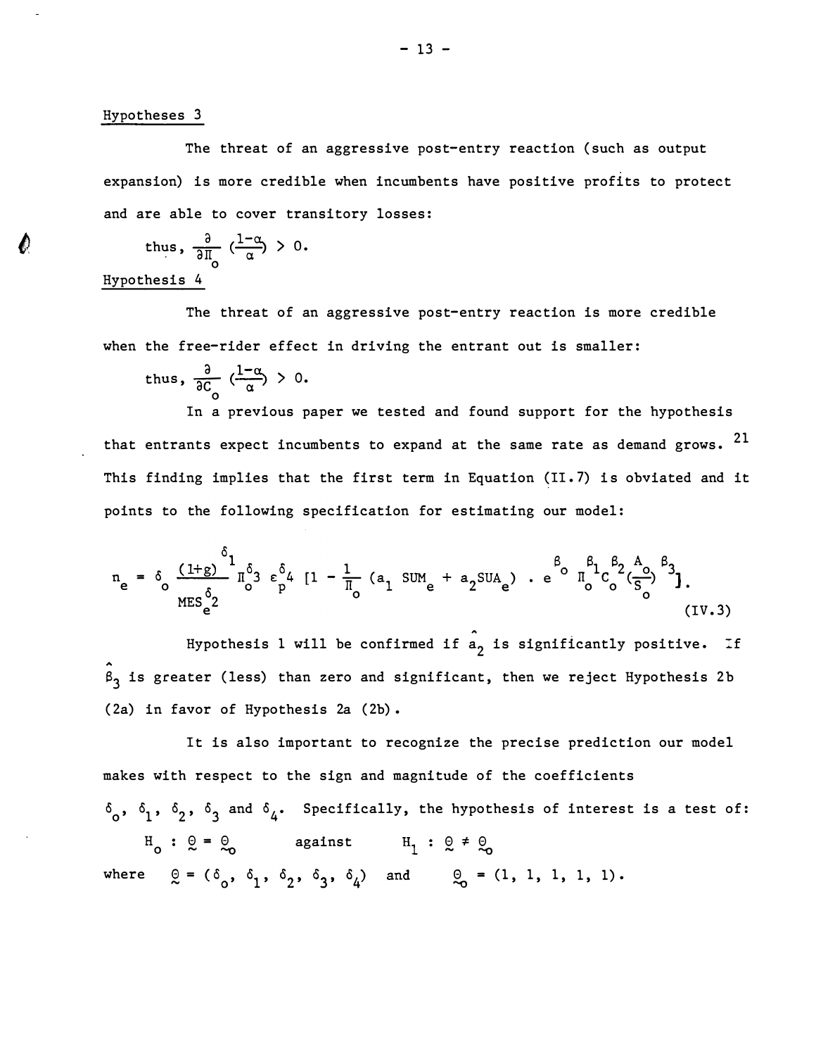Hypotheses 3

The threat of an aggressive post-entry reaction (such as output expansion) is more credible when incumbents have positive profits to protect and are able to cover transitory losses:

thus, $\frac{\partial}{\partial \Pi_o} \left(\frac{1-\alpha}{\alpha}\right) > 0.$

Hypothesis 4

The threat of an aggressive post-entry reaction is more credible when the free-rider effect in driving the entrant out is smaller:

thus, $\frac{\partial}{\partial C_o} \left(\frac{1-\alpha}{\alpha}\right) > 0.$

In a previous paper we tested and found support for the hypothesis that entrants expect incumbents to expand at the same rate as demand grows. [21] This finding implies that the first term in Equation (II.7) is obviated and it points to the following specification for estimating our model:

$$n_e = \delta_o \frac{(1+g)^{\delta_1}}{MES_e^{\delta_2}} \Pi_o^{\delta_3} \varepsilon_p^{\delta_4} \left[1 - \frac{1}{\Pi_o} (a_1 \, SUM_e + a_2 SUA_e) \cdot e^{\beta_o} \Pi_o^{\beta_1} C_o^{\beta_2} \left(\frac{A_o}{S_o}\right)^{\beta_3}\right]. \tag{IV.3}$$

Hypothesis 1 will be confirmed if $\hat{a}_2$ is significantly positive. If $\hat{\beta}_3$ is greater (less) than zero and significant, then we reject Hypothesis 2b (2a) in favor of Hypothesis 2a (2b).

It is also important to recognize the precise prediction our model makes with respect to the sign and magnitude of the coefficients $\delta_o$, $\delta_1$, $\delta_2$, $\delta_3$ and $\delta_4$. Specifically, the hypothesis of interest is a test of:

$$H_o : \underset{\sim}{\Theta} = \underset{\sim}{\Theta}_o \qquad \text{against} \qquad H_1 : \underset{\sim}{\Theta} \neq \underset{\sim}{\Theta}_o$$

where $\underset{\sim}{\Theta} = (\delta_o, \delta_1, \delta_2, \delta_3, \delta_4)$ and $\underset{\sim}{\Theta}_o = (1, 1, 1, 1, 1)$.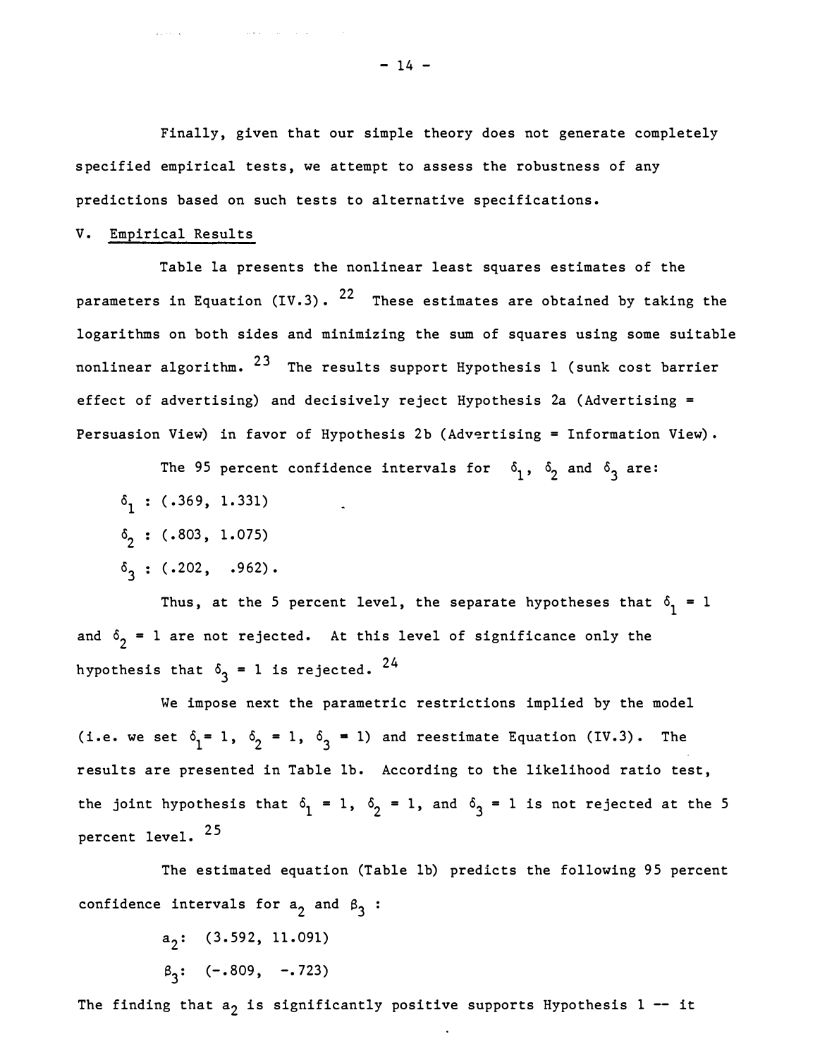Finally, given that our simple theory does not generate completely specified empirical tests, we attempt to assess the robustness of any predictions based on such tests to alternative specifications.

## V. Empirical Results

Table 1a presents the nonlinear least squares estimates of the parameters in Equation (IV.3).[22] These estimates are obtained by taking the logarithms on both sides and minimizing the sum of squares using some suitable nonlinear algorithm.[23] The results support Hypothesis 1 (sunk cost barrier effect of advertising) and decisively reject Hypothesis 2a (Advertising = Persuasion View) in favor of Hypothesis 2b (Advertising = Information View).

The 95 percent confidence intervals for $\delta_1$, $\delta_2$ and $\delta_3$ are:

$\delta_1$ : (.369, 1.331)

$\delta_2$ : (.803, 1.075)

$\delta_3$ : (.202, .962).

Thus, at the 5 percent level, the separate hypotheses that $\delta_1 = 1$ and $\delta_2 = 1$ are not rejected. At this level of significance only the hypothesis that $\delta_3 = 1$ is rejected.[24]

We impose next the parametric restrictions implied by the model (i.e. we set $\delta_1 = 1$, $\delta_2 = 1$, $\delta_3 = 1$) and reestimate Equation (IV.3). The results are presented in Table 1b. According to the likelihood ratio test, the joint hypothesis that $\delta_1 = 1$, $\delta_2 = 1$, and $\delta_3 = 1$ is not rejected at the 5 percent level.[25]

The estimated equation (Table 1b) predicts the following 95 percent confidence intervals for $a_2$ and $\beta_3$ :

$a_2$: (3.592, 11.091)

$\beta_3$: (-.809, -.723)

The finding that $a_2$ is significantly positive supports Hypothesis 1 -- it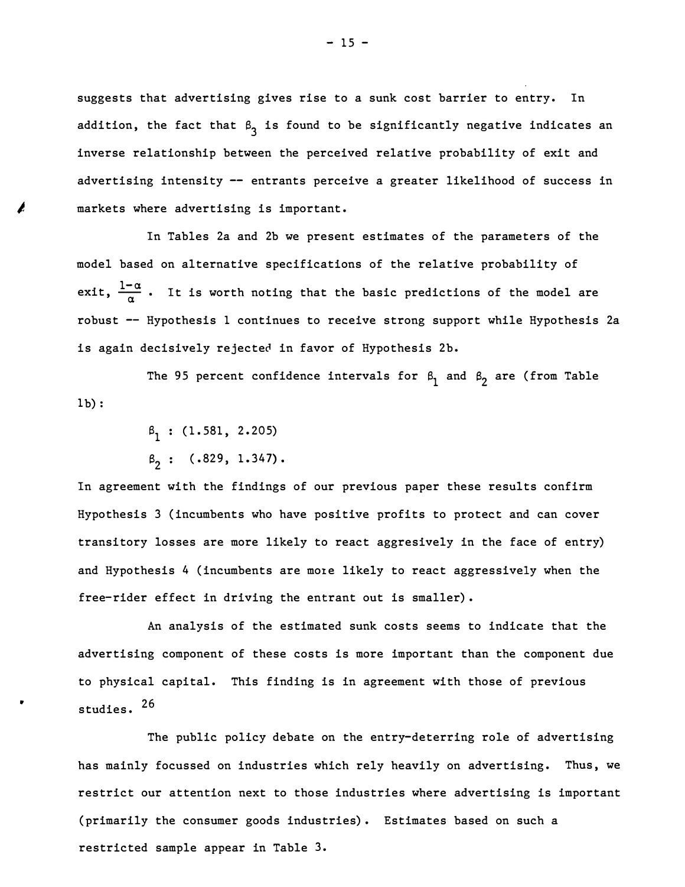suggests that advertising gives rise to a sunk cost barrier to entry. In addition, the fact that $\beta_3$ is found to be significantly negative indicates an inverse relationship between the perceived relative probability of exit and advertising intensity -- entrants perceive a greater likelihood of success in markets where advertising is important.

In Tables 2a and 2b we present estimates of the parameters of the model based on alternative specifications of the relative probability of exit, $\frac{1-\alpha}{\alpha}$. It is worth noting that the basic predictions of the model are robust -- Hypothesis 1 continues to receive strong support while Hypothesis 2a is again decisively rejected in favor of Hypothesis 2b.

The 95 percent confidence intervals for $\beta_1$ and $\beta_2$ are (from Table 1b):

$\beta_1$ : (1.581, 2.205)

$\beta_2$ : (.829, 1.347).

In agreement with the findings of our previous paper these results confirm Hypothesis 3 (incumbents who have positive profits to protect and can cover transitory losses are more likely to react aggresively in the face of entry) and Hypothesis 4 (incumbents are more likely to react aggressively when the free-rider effect in driving the entrant out is smaller).

An analysis of the estimated sunk costs seems to indicate that the advertising component of these costs is more important than the component due to physical capital. This finding is in agreement with those of previous studies.[26]

The public policy debate on the entry-deterring role of advertising has mainly focussed on industries which rely heavily on advertising. Thus, we restrict our attention next to those industries where advertising is important (primarily the consumer goods industries). Estimates based on such a restricted sample appear in Table 3.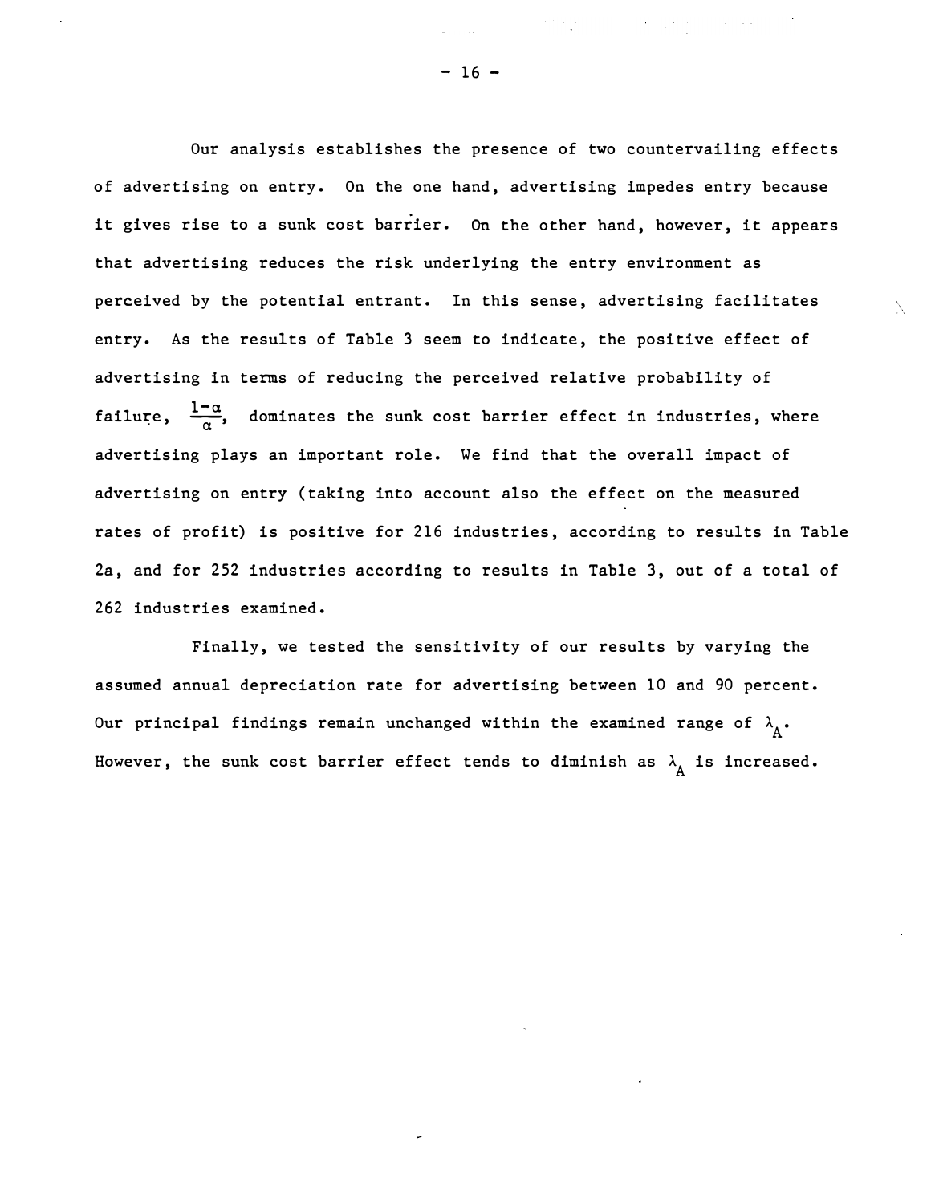Our analysis establishes the presence of two countervailing effects of advertising on entry. On the one hand, advertising impedes entry because it gives rise to a sunk cost barrier. On the other hand, however, it appears that advertising reduces the risk underlying the entry environment as perceived by the potential entrant. In this sense, advertising facilitates entry. As the results of Table 3 seem to indicate, the positive effect of advertising in terms of reducing the perceived relative probability of failure, $\frac{1-\alpha}{\alpha}$, dominates the sunk cost barrier effect in industries, where advertising plays an important role. We find that the overall impact of advertising on entry (taking into account also the effect on the measured rates of profit) is positive for 216 industries, according to results in Table 2a, and for 252 industries according to results in Table 3, out of a total of 262 industries examined.

Finally, we tested the sensitivity of our results by varying the assumed annual depreciation rate for advertising between 10 and 90 percent. Our principal findings remain unchanged within the examined range of $\lambda_A$. However, the sunk cost barrier effect tends to diminish as $\lambda_A$ is increased.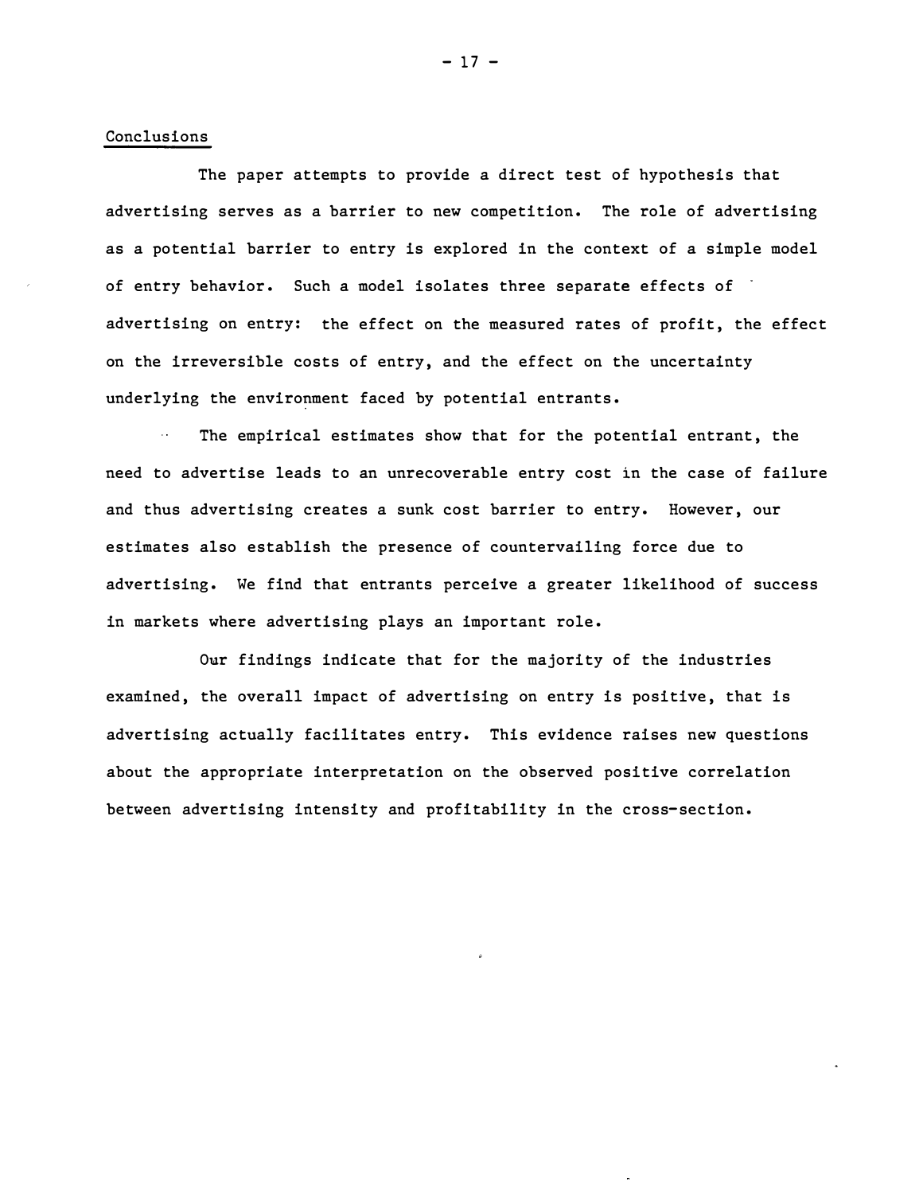## Conclusions

The paper attempts to provide a direct test of hypothesis that advertising serves as a barrier to new competition. The role of advertising as a potential barrier to entry is explored in the context of a simple model of entry behavior. Such a model isolates three separate effects of advertising on entry: the effect on the measured rates of profit, the effect on the irreversible costs of entry, and the effect on the uncertainty underlying the environment faced by potential entrants.

The empirical estimates show that for the potential entrant, the need to advertise leads to an unrecoverable entry cost in the case of failure and thus advertising creates a sunk cost barrier to entry. However, our estimates also establish the presence of countervailing force due to advertising. We find that entrants perceive a greater likelihood of success in markets where advertising plays an important role.

Our findings indicate that for the majority of the industries examined, the overall impact of advertising on entry is positive, that is advertising actually facilitates entry. This evidence raises new questions about the appropriate interpretation on the observed positive correlation between advertising intensity and profitability in the cross-section.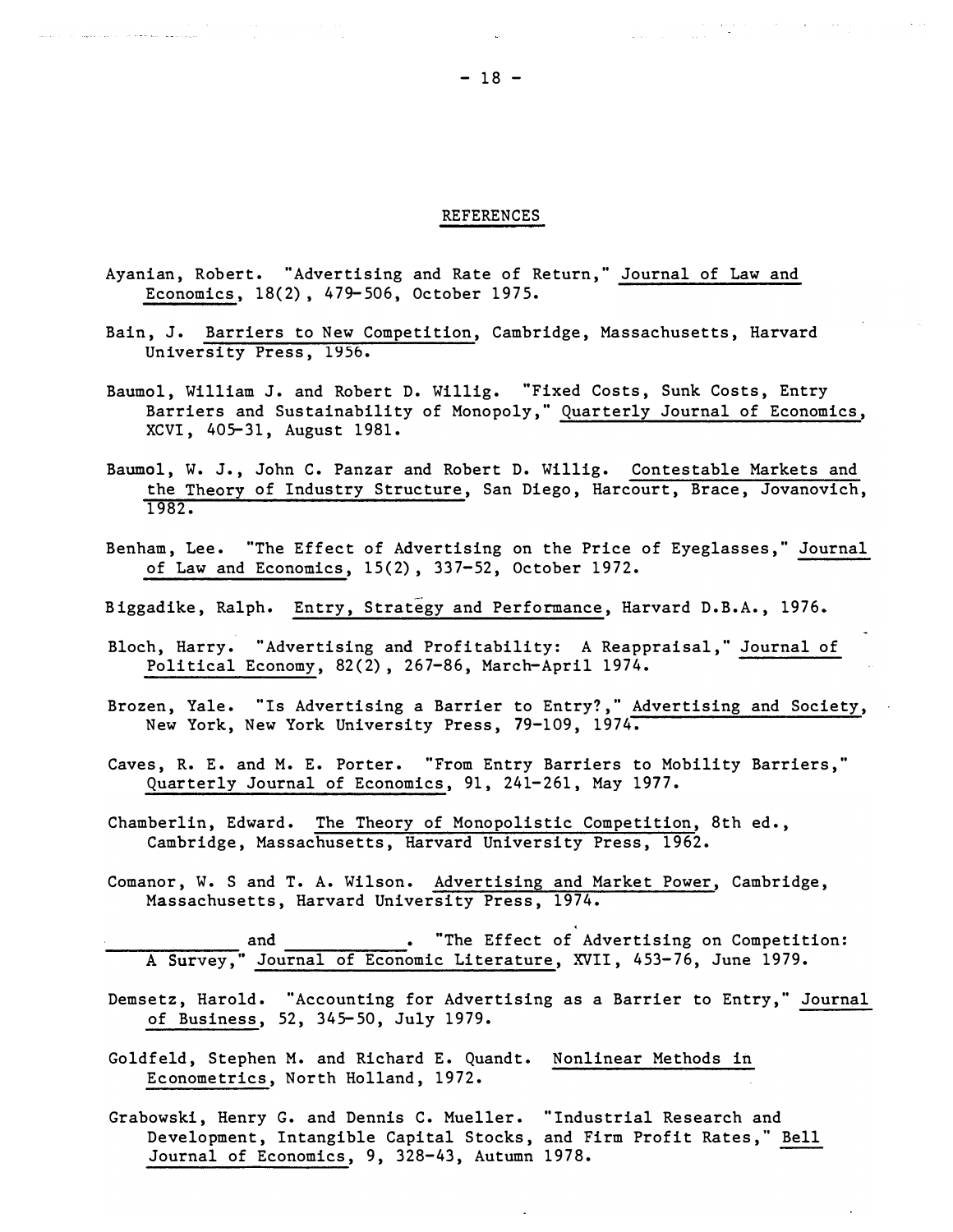## REFERENCES

Ayanian, Robert. "Advertising and Rate of Return," Journal of Law and Economics, 18(2), 479-506, October 1975.

Bain, J. Barriers to New Competition, Cambridge, Massachusetts, Harvard University Press, 1956.

Baumol, William J. and Robert D. Willig. "Fixed Costs, Sunk Costs, Entry Barriers and Sustainability of Monopoly," Quarterly Journal of Economics, XCVI, 405-31, August 1981.

Baumol, W. J., John C. Panzar and Robert D. Willig. Contestable Markets and the Theory of Industry Structure, San Diego, Harcourt, Brace, Jovanovich, 1982.

Benham, Lee. "The Effect of Advertising on the Price of Eyeglasses," Journal of Law and Economics, 15(2), 337-52, October 1972.

Biggadike, Ralph. Entry, Strategy and Performance, Harvard D.B.A., 1976.

Bloch, Harry. "Advertising and Profitability: A Reappraisal," Journal of Political Economy, 82(2), 267-86, March-April 1974.

Brozen, Yale. "Is Advertising a Barrier to Entry?," Advertising and Society, New York, New York University Press, 79-109, 1974.

Caves, R. E. and M. E. Porter. "From Entry Barriers to Mobility Barriers," Quarterly Journal of Economics, 91, 241-261, May 1977.

Chamberlin, Edward. The Theory of Monopolistic Competition, 8th ed., Cambridge, Massachusetts, Harvard University Press, 1962.

Comanor, W. S and T. A. Wilson. Advertising and Market Power, Cambridge, Massachusetts, Harvard University Press, 1974.

\_\_\_\_\_\_\_\_\_\_\_\_ and \_\_\_\_\_\_\_\_\_\_\_\_. "The Effect of Advertising on Competition: A Survey," Journal of Economic Literature, XVII, 453-76, June 1979.

Demsetz, Harold. "Accounting for Advertising as a Barrier to Entry," Journal of Business, 52, 345-50, July 1979.

Goldfeld, Stephen M. and Richard E. Quandt. Nonlinear Methods in Econometrics, North Holland, 1972.

Grabowski, Henry G. and Dennis C. Mueller. "Industrial Research and Development, Intangible Capital Stocks, and Firm Profit Rates," Bell Journal of Economics, 9, 328-43, Autumn 1978.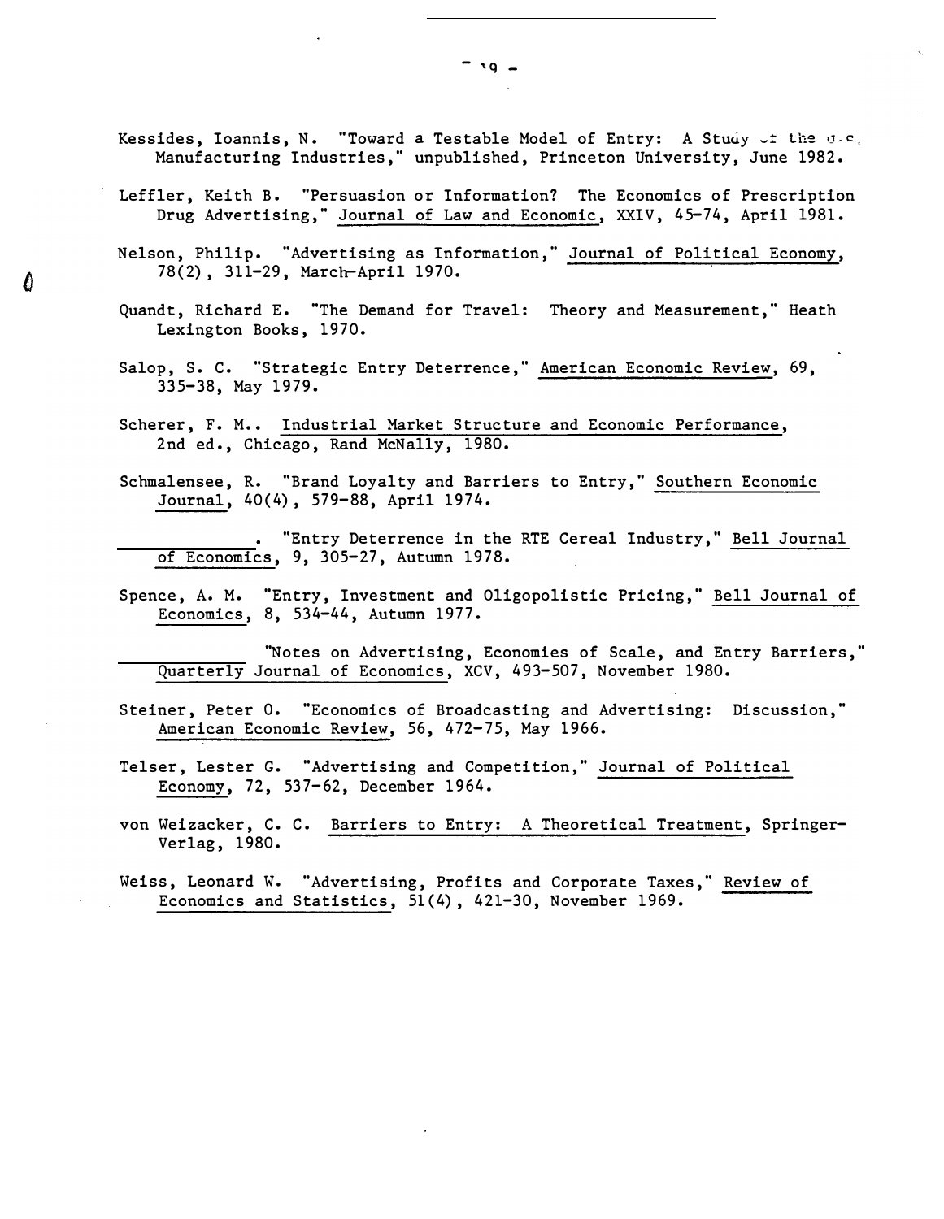Kessides, Ioannis, N. "Toward a Testable Model of Entry: A Study of the U.S. Manufacturing Industries," unpublished, Princeton University, June 1982.

Leffler, Keith B. "Persuasion or Information? The Economics of Prescription Drug Advertising," Journal of Law and Economic, XXIV, 45-74, April 1981.

Nelson, Philip. "Advertising as Information," Journal of Political Economy, 78(2), 311-29, March-April 1970.

Quandt, Richard E. "The Demand for Travel: Theory and Measurement," Heath Lexington Books, 1970.

Salop, S. C. "Strategic Entry Deterrence," American Economic Review, 69, 335-38, May 1979.

Scherer, F. M.. Industrial Market Structure and Economic Performance, 2nd ed., Chicago, Rand McNally, 1980.

Schmalensee, R. "Brand Loyalty and Barriers to Entry," Southern Economic Journal, 40(4), 579-88, April 1974.

__________. "Entry Deterrence in the RTE Cereal Industry," Bell Journal of Economics, 9, 305-27, Autumn 1978.

Spence, A. M. "Entry, Investment and Oligopolistic Pricing," Bell Journal of Economics, 8, 534-44, Autumn 1977.

__________ "Notes on Advertising, Economies of Scale, and Entry Barriers," Quarterly Journal of Economics, XCV, 493-507, November 1980.

Steiner, Peter O. "Economics of Broadcasting and Advertising: Discussion," American Economic Review, 56, 472-75, May 1966.

Telser, Lester G. "Advertising and Competition," Journal of Political Economy, 72, 537-62, December 1964.

von Weizacker, C. C. Barriers to Entry: A Theoretical Treatment, Springer-Verlag, 1980.

Weiss, Leonard W. "Advertising, Profits and Corporate Taxes," Review of Economics and Statistics, 51(4), 421-30, November 1969.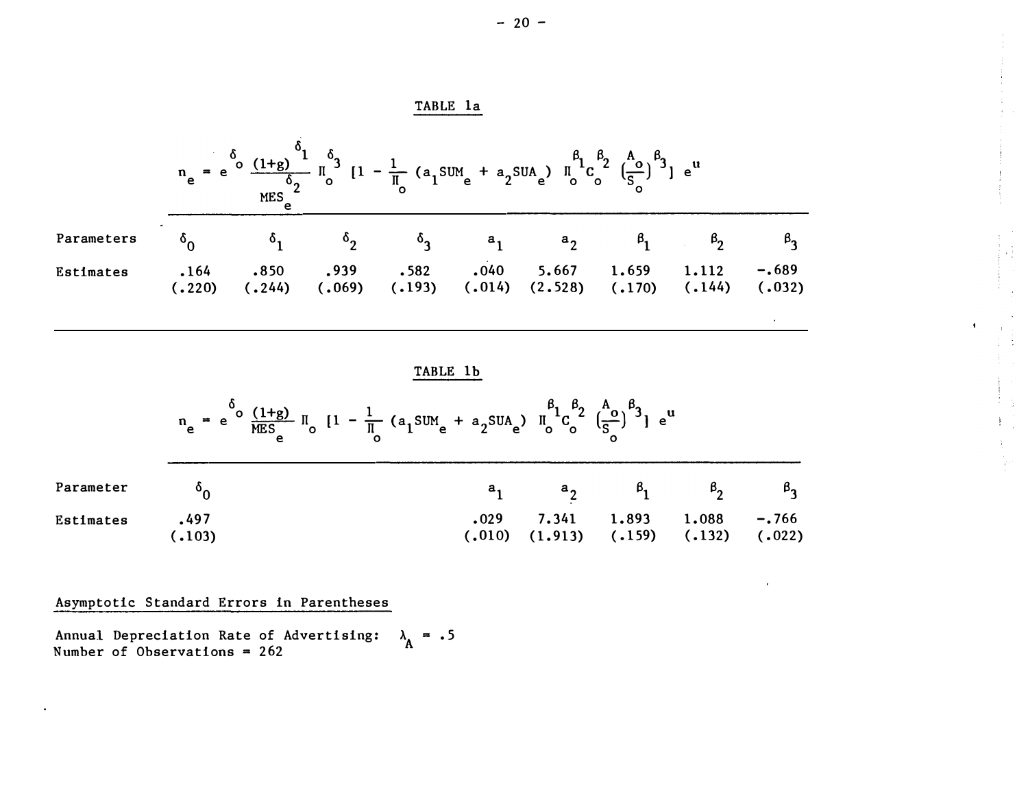## TABLE 1a

$$n_e = e^{\delta_o} \frac{(1+g)^{\delta_1}}{MES_e^{\delta_2}} \Pi_o^{\delta_3} \left[1 - \frac{1}{\Pi_o}(a_1 SUM_e + a_2 SUA_e) \; \Pi_o^{\beta_1} C_o^{\beta_2} \left(\frac{A_o}{S_o}\right)^{\beta_3}\right] e^u$$

| Parameters | $\delta_0$ | $\delta_1$ | $\delta_2$ | $\delta_3$ | $a_1$ | $a_2$ | $\beta_1$ | $\beta_2$ | $\beta_3$ |
|---|---|---|---|---|---|---|---|---|---|
| Estimates | .164 | .850 | .939 | .582 | .040 | 5.667 | 1.659 | 1.112 | -.689 |
| | (.220) | (.244) | (.069) | (.193) | (.014) | (2.528) | (.170) | (.144) | (.032) |

## TABLE 1b

$$n_e = e^{\delta_o} \frac{(1+g)}{MES_e} \Pi_o \left[1 - \frac{1}{\Pi_o}(a_1 SUM_e + a_2 SUA_e) \; \Pi_o^{\beta_1} C_o^{\beta_2} \left(\frac{A_o}{S_o}\right)^{\beta_3}\right] e^u$$

| Parameter | $\delta_0$ | $a_1$ | $a_2$ | $\beta_1$ | $\beta_2$ | $\beta_3$ |
|---|---|---|---|---|---|---|
| Estimates | .497 | .029 | 7.341 | 1.893 | 1.088 | -.766 |
| | (.103) | (.010) | (1.913) | (.159) | (.132) | (.022) |

Asymptotic Standard Errors in Parentheses

Annual Depreciation Rate of Advertising: $\lambda_A = .5$

Number of Observations = 262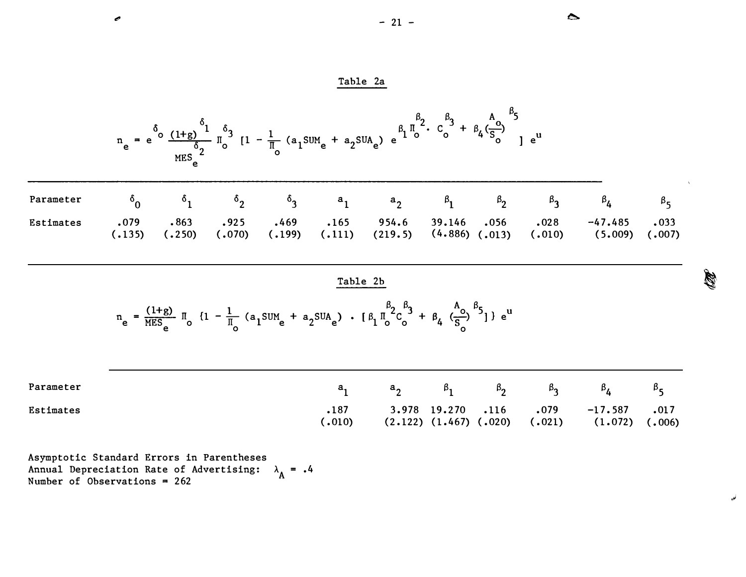## Table 2a

$$n_e = e^{\delta_0} \frac{(1+g)^{\delta_1}}{MES_e^{\delta_2}} \Pi_o^{\delta_3} [1 - \frac{1}{\Pi_o} (a_1 SUM_e + a_2 SUA_e) e^{\beta_1 \Pi_o^{\beta_2} \cdot C_o^{\beta_3} + \beta_4 (\frac{A_o}{S_o})^{\beta_5}} ] e^u$$

| Parameter | $\delta_0$ | $\delta_1$ | $\delta_2$ | $\delta_3$ | $a_1$ | $a_2$ | $\beta_1$ | $\beta_2$ | $\beta_3$ | $\beta_4$ | $\beta_5$ |
|---|---|---|---|---|---|---|---|---|---|---|---|
| Estimates | .079 | .863 | .925 | .469 | .165 | 954.6 | 39.146 | .056 | .028 | -47.485 | .033 |
| | (.135) | (.250) | (.070) | (.199) | (.111) | (219.5) | (4.886) | (.013) | (.010) | (5.009) | (.007) |

## Table 2b

$$n_e = \frac{(1+g)}{MES_e} \Pi_o \{1 - \frac{1}{\Pi_o} (a_1 SUM_e + a_2 SUA_e) \cdot [\beta_1 \Pi_o^{\beta_2} C_o^{\beta_3} + \beta_4 (\frac{A_o}{S_o})^{\beta_5}]\} e^u$$

| Parameter | $a_1$ | $a_2$ | $\beta_1$ | $\beta_2$ | $\beta_3$ | $\beta_4$ | $\beta_5$ |
|---|---|---|---|---|---|---|---|
| Estimates | .187 | 3.978 | 19.270 | .116 | .079 | -17.587 | .017 |
| | (.010) | (2.122) | (1.467) | (.020) | (.021) | (1.072) | (.006) |

Asymptotic Standard Errors in Parentheses
Annual Depreciation Rate of Advertising: $\lambda_A = .4$
Number of Observations = 262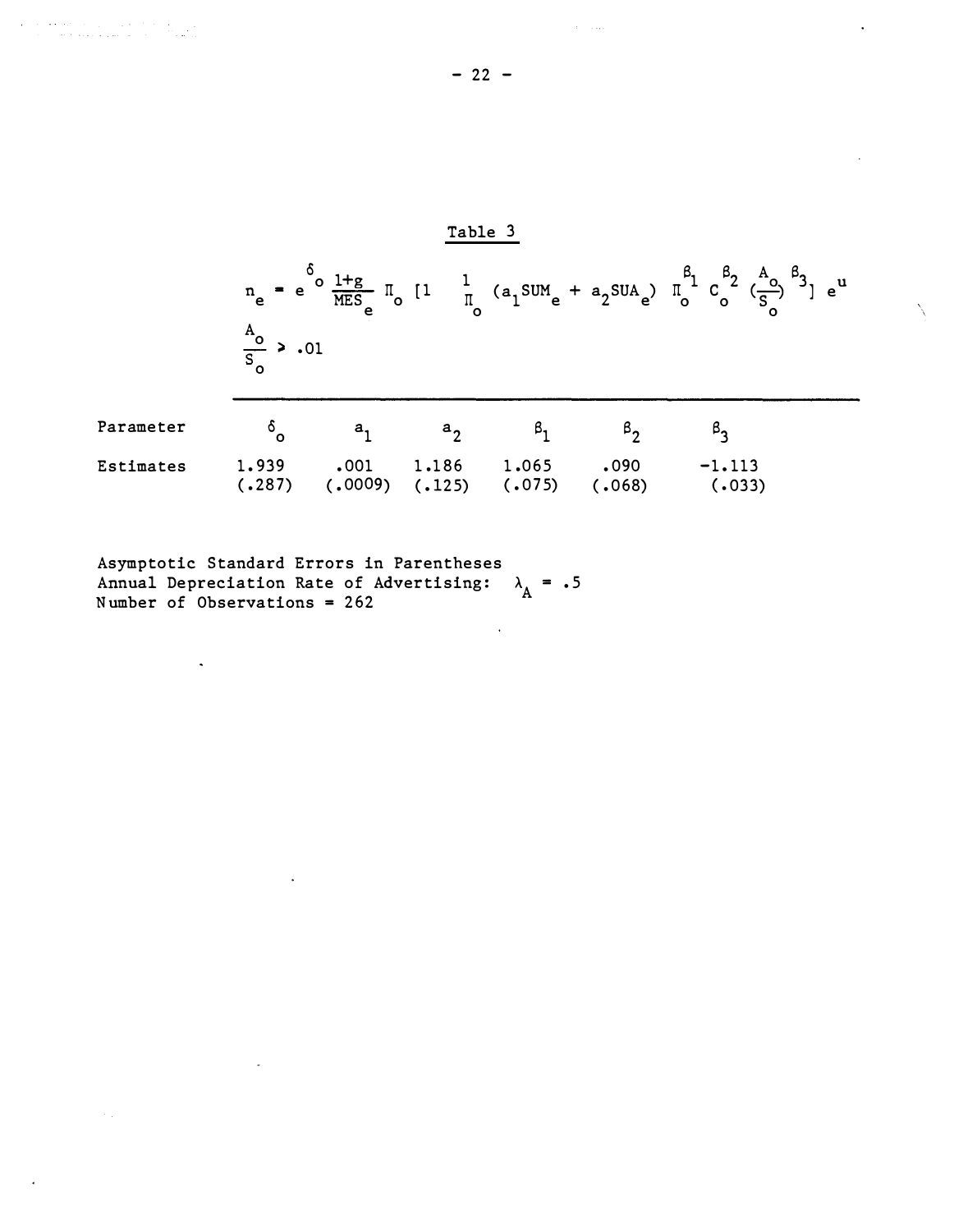Table 3

$$n_e = e^{\delta_o} \frac{1+g}{MES_e} \Pi_o \left[1 \quad \frac{1}{\Pi_o} (a_1 SUM_e + a_2 SUA_e) \; \Pi_o^{\beta_1} \; C_o^{\beta_2} \left(\frac{A_o}{S_o}\right)^{\beta_3}\right] e^u$$

$$\frac{A_o}{S_o} > .01$$

| Parameter | $\delta_o$ | $a_1$ | $a_2$ | $\beta_1$ | $\beta_2$ | $\beta_3$ |
|---|---|---|---|---|---|---|
| Estimates | 1.939 | .001 | 1.186 | 1.065 | .090 | -1.113 |
| | (.287) | (.0009) | (.125) | (.075) | (.068) | (.033) |

Asymptotic Standard Errors in Parentheses
Annual Depreciation Rate of Advertising: $\lambda_A = .5$
Number of Observations = 262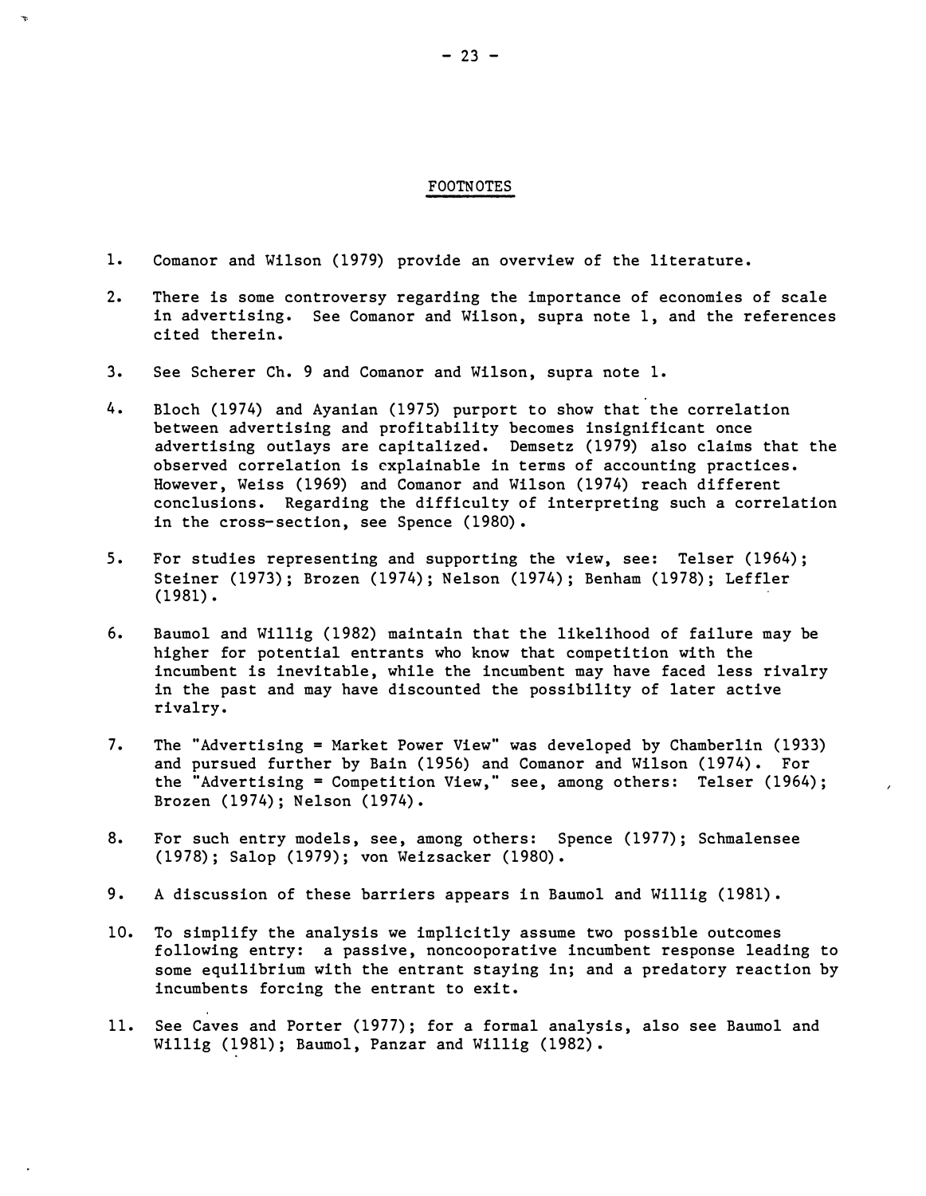## FOOTNOTES

1. Comanor and Wilson (1979) provide an overview of the literature.

2. There is some controversy regarding the importance of economies of scale in advertising. See Comanor and Wilson, supra note 1, and the references cited therein.

3. See Scherer Ch. 9 and Comanor and Wilson, supra note 1.

4. Bloch (1974) and Ayanian (1975) purport to show that the correlation between advertising and profitability becomes insignificant once advertising outlays are capitalized. Demsetz (1979) also claims that the observed correlation is explainable in terms of accounting practices. However, Weiss (1969) and Comanor and Wilson (1974) reach different conclusions. Regarding the difficulty of interpreting such a correlation in the cross-section, see Spence (1980).

5. For studies representing and supporting the view, see: Telser (1964); Steiner (1973); Brozen (1974); Nelson (1974); Benham (1978); Leffler (1981).

6. Baumol and Willig (1982) maintain that the likelihood of failure may be higher for potential entrants who know that competition with the incumbent is inevitable, while the incumbent may have faced less rivalry in the past and may have discounted the possibility of later active rivalry.

7. The "Advertising = Market Power View" was developed by Chamberlin (1933) and pursued further by Bain (1956) and Comanor and Wilson (1974). For the "Advertising = Competition View," see, among others: Telser (1964); Brozen (1974); Nelson (1974).

8. For such entry models, see, among others: Spence (1977); Schmalensee (1978); Salop (1979); von Weizsacker (1980).

9. A discussion of these barriers appears in Baumol and Willig (1981).

10. To simplify the analysis we implicitly assume two possible outcomes following entry: a passive, noncooperative incumbent response leading to some equilibrium with the entrant staying in; and a predatory reaction by incumbents forcing the entrant to exit.

11. See Caves and Porter (1977); for a formal analysis, also see Baumol and Willig (1981); Baumol, Panzar and Willig (1982).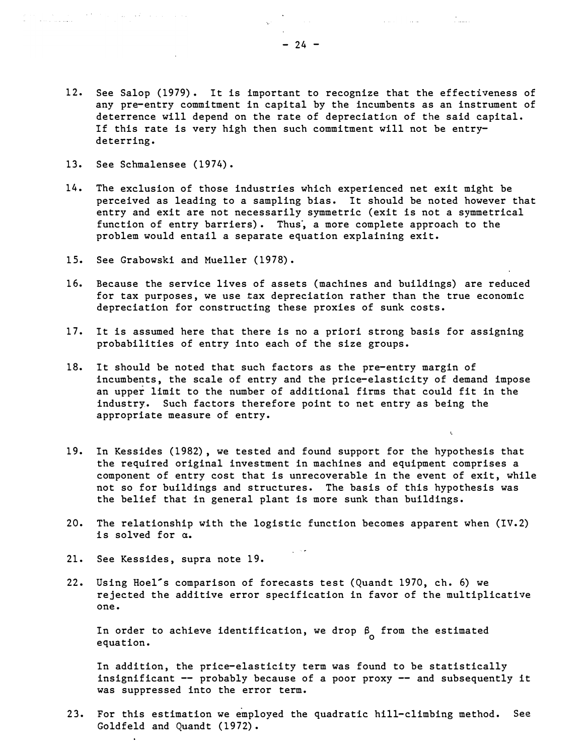12. See Salop (1979). It is important to recognize that the effectiveness of any pre-entry commitment in capital by the incumbents as an instrument of deterrence will depend on the rate of depreciation of the said capital. If this rate is very high then such commitment will not be entry-deterring.

13. See Schmalensee (1974).

14. The exclusion of those industries which experienced net exit might be perceived as leading to a sampling bias. It should be noted however that entry and exit are not necessarily symmetric (exit is not a symmetrical function of entry barriers). Thus, a more complete approach to the problem would entail a separate equation explaining exit.

15. See Grabowski and Mueller (1978).

16. Because the service lives of assets (machines and buildings) are reduced for tax purposes, we use tax depreciation rather than the true economic depreciation for constructing these proxies of sunk costs.

17. It is assumed here that there is no a priori strong basis for assigning probabilities of entry into each of the size groups.

18. It should be noted that such factors as the pre-entry margin of incumbents, the scale of entry and the price-elasticity of demand impose an upper limit to the number of additional firms that could fit in the industry. Such factors therefore point to net entry as being the appropriate measure of entry.

19. In Kessides (1982), we tested and found support for the hypothesis that the required original investment in machines and equipment comprises a component of entry cost that is unrecoverable in the event of exit, while not so for buildings and structures. The basis of this hypothesis was the belief that in general plant is more sunk than buildings.

20. The relationship with the logistic function becomes apparent when (IV.2) is solved for $\alpha$.

21. See Kessides, supra note 19.

22. Using Hoel's comparison of forecasts test (Quandt 1970, ch. 6) we rejected the additive error specification in favor of the multiplicative one.

    In order to achieve identification, we drop $\beta_0$ from the estimated equation.

    In addition, the price-elasticity term was found to be statistically insignificant -- probably because of a poor proxy -- and subsequently it was suppressed into the error term.

23. For this estimation we employed the quadratic hill-climbing method. See Goldfeld and Quandt (1972).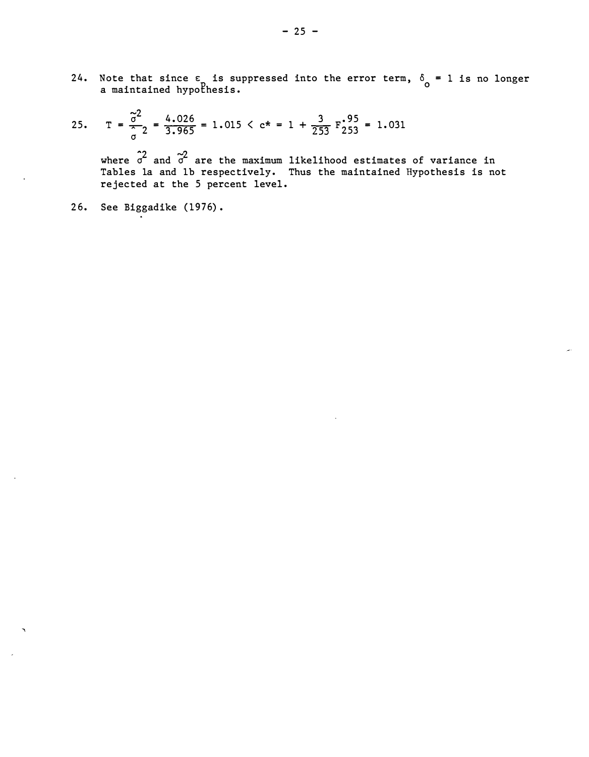24. Note that since $\varepsilon_p$ is suppressed into the error term, $\delta_o = 1$ is no longer a maintained hypothesis.

25. $$T = \frac{\tilde{\sigma}^2}{\hat{\sigma}^2} = \frac{4.026}{3.965} = 1.015 < c^* = 1 + \frac{3}{253} F^{.95}_{253} = 1.031$$

    where $\hat{\sigma}^2$ and $\tilde{\sigma}^2$ are the maximum likelihood estimates of variance in Tables 1a and 1b respectively. Thus the maintained Hypothesis is not rejected at the 5 percent level.

26. See Biggadike (1976).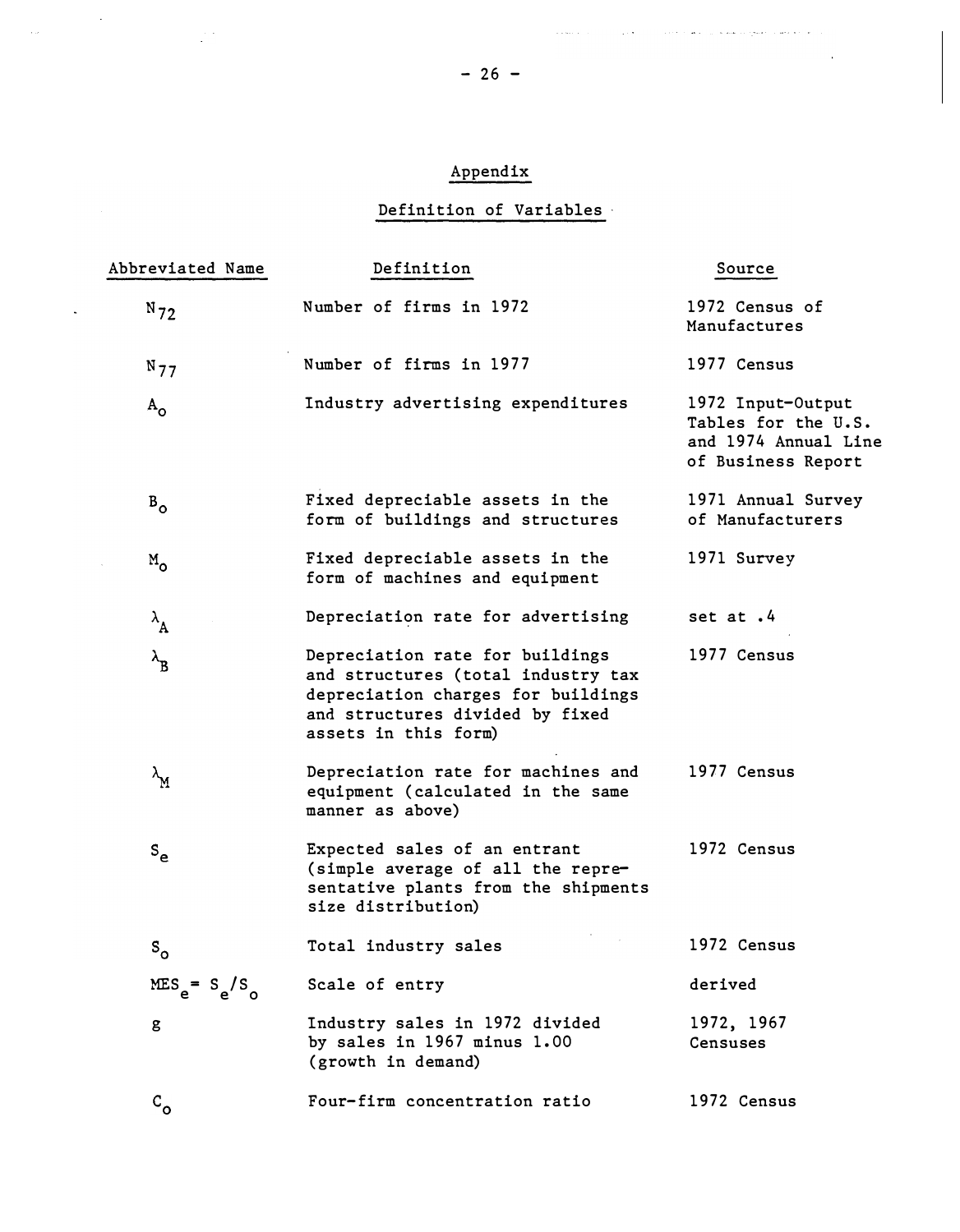## Appendix

### Definition of Variables

| Abbreviated Name | Definition | Source |
|---|---|---|
| $N_{72}$ | Number of firms in 1972 | 1972 Census of Manufactures |
| $N_{77}$ | Number of firms in 1977 | 1977 Census |
| $A_o$ | Industry advertising expenditures | 1972 Input-Output Tables for the U.S. and 1974 Annual Line of Business Report |
| $B_o$ | Fixed depreciable assets in the form of buildings and structures | 1971 Annual Survey of Manufacturers |
| $M_o$ | Fixed depreciable assets in the form of machines and equipment | 1971 Survey |
| $\lambda_A$ | Depreciation rate for advertising | set at .4 |
| $\lambda_B$ | Depreciation rate for buildings and structures (total industry tax depreciation charges for buildings and structures divided by fixed assets in this form) | 1977 Census |
| $\lambda_M$ | Depreciation rate for machines and equipment (calculated in the same manner as above) | 1977 Census |
| $S_e$ | Expected sales of an entrant (simple average of all the representative plants from the shipments size distribution) | 1972 Census |
| $S_o$ | Total industry sales | 1972 Census |
| $MES_e = S_e/S_o$ | Scale of entry | derived |
| g | Industry sales in 1972 divided by sales in 1967 minus 1.00 (growth in demand) | 1972, 1967 Censuses |
| $C_o$ | Four-firm concentration ratio | 1972 Census |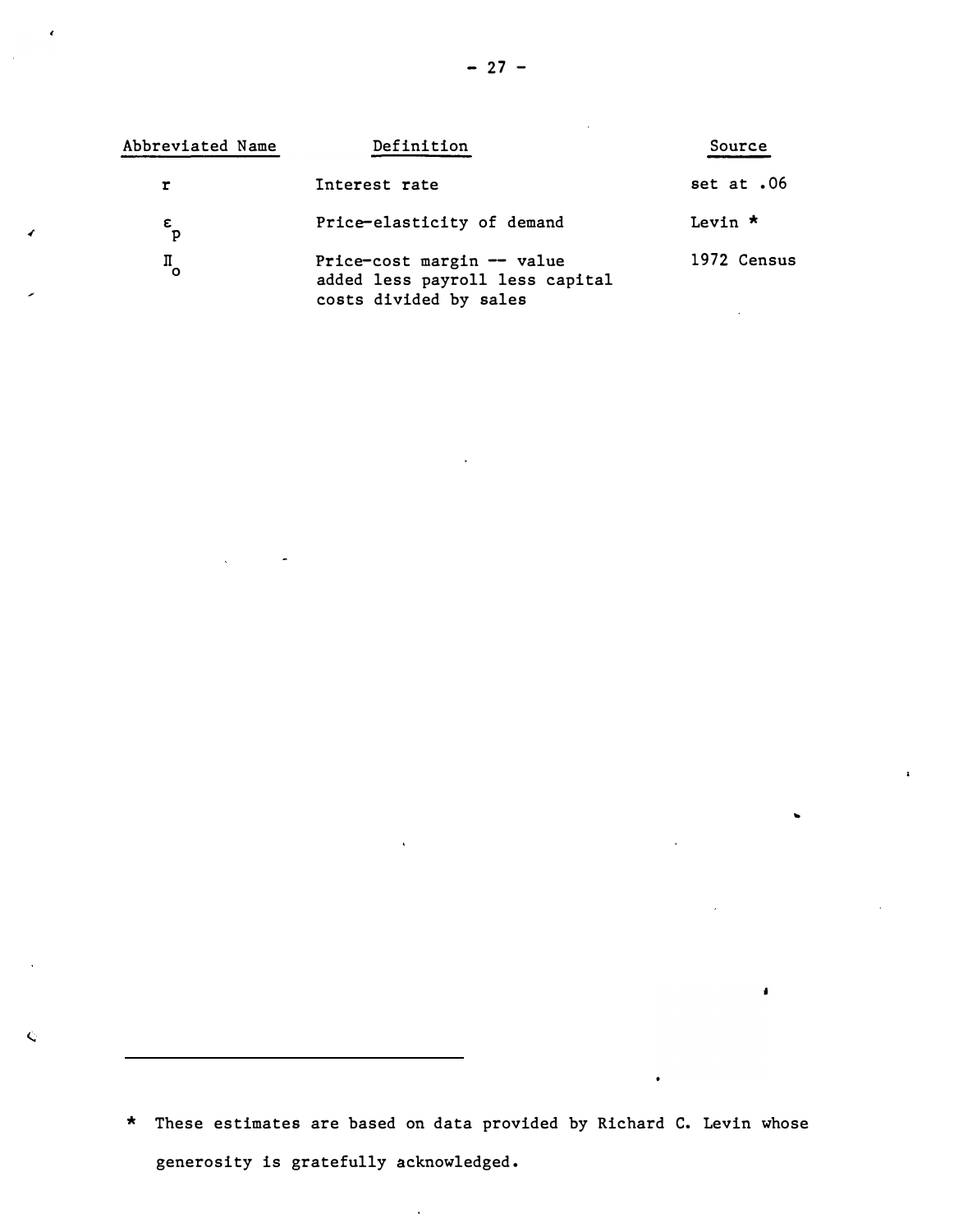| Abbreviated Name | Definition | Source |
|---|---|---|
| $r$ | Interest rate | set at .06 |
| $\varepsilon_p$ | Price-elasticity of demand | Levin * |
| $\Pi_o$ | Price-cost margin -- value added less payroll less capital costs divided by sales | 1972 Census |

---

* These estimates are based on data provided by Richard C. Levin whose generosity is gratefully acknowledged.